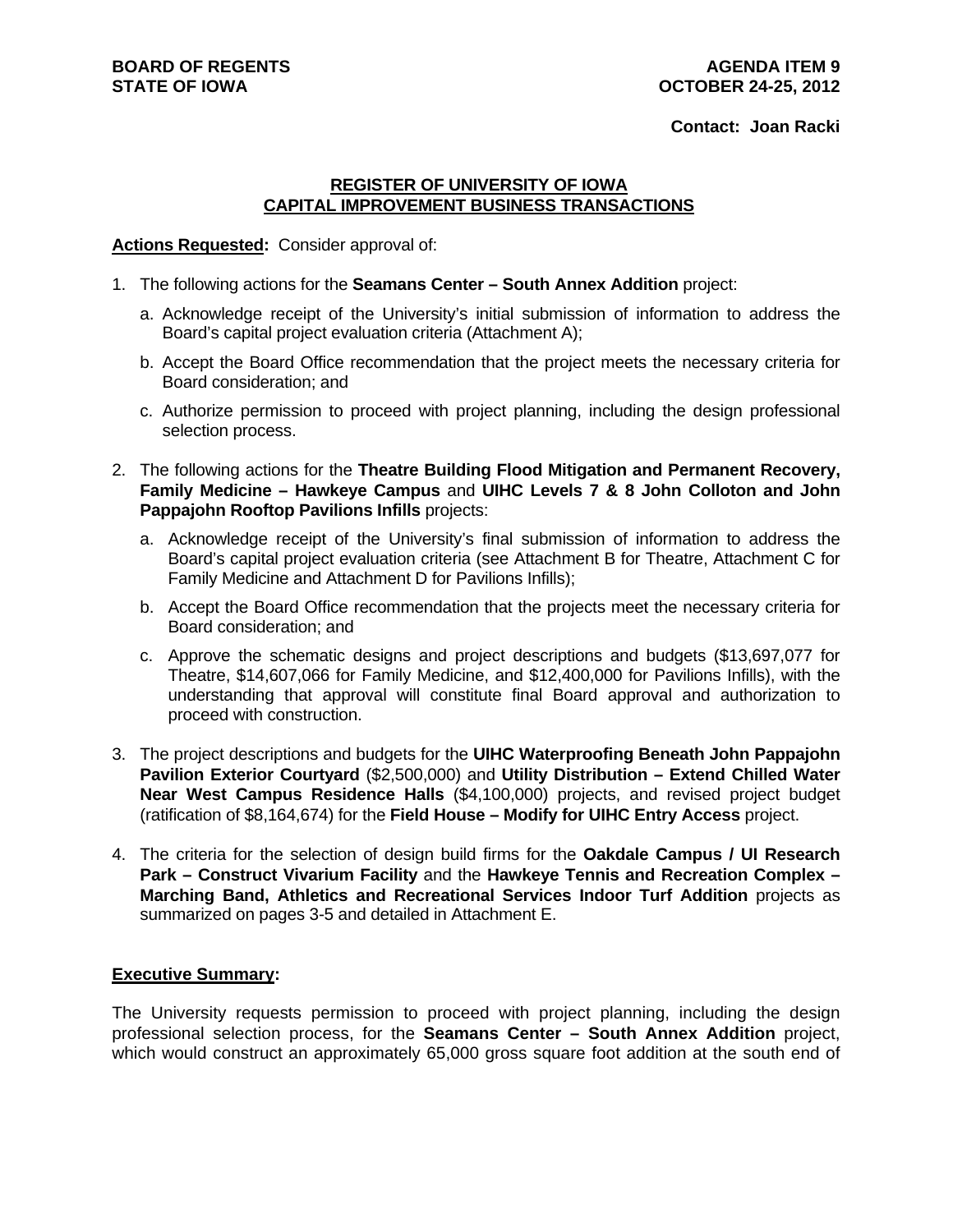**BOARD OF REGENTS**
**STATE OF IOWA**

**AGENDA ITEM 9**
**OCTOBER 24-25, 2012**

**Contact: Joan Racki**

## REGISTER OF UNIVERSITY OF IOWA CAPITAL IMPROVEMENT BUSINESS TRANSACTIONS

**Actions Requested:** Consider approval of:

1. The following actions for the **Seamans Center – South Annex Addition** project:
   a. Acknowledge receipt of the University's initial submission of information to address the Board's capital project evaluation criteria (Attachment A);
   b. Accept the Board Office recommendation that the project meets the necessary criteria for Board consideration; and
   c. Authorize permission to proceed with project planning, including the design professional selection process.

2. The following actions for the **Theatre Building Flood Mitigation and Permanent Recovery, Family Medicine – Hawkeye Campus** and **UIHC Levels 7 & 8 John Colloton and John Pappajohn Rooftop Pavilions Infills** projects:
   a. Acknowledge receipt of the University's final submission of information to address the Board's capital project evaluation criteria (see Attachment B for Theatre, Attachment C for Family Medicine and Attachment D for Pavilions Infills);
   b. Accept the Board Office recommendation that the projects meet the necessary criteria for Board consideration; and
   c. Approve the schematic designs and project descriptions and budgets ($13,697,077 for Theatre, $14,607,066 for Family Medicine, and $12,400,000 for Pavilions Infills), with the understanding that approval will constitute final Board approval and authorization to proceed with construction.

3. The project descriptions and budgets for the **UIHC Waterproofing Beneath John Pappajohn Pavilion Exterior Courtyard** ($2,500,000) and **Utility Distribution – Extend Chilled Water Near West Campus Residence Halls** ($4,100,000) projects, and revised project budget (ratification of $8,164,674) for the **Field House – Modify for UIHC Entry Access** project.

4. The criteria for the selection of design build firms for the **Oakdale Campus / UI Research Park – Construct Vivarium Facility** and the **Hawkeye Tennis and Recreation Complex – Marching Band, Athletics and Recreational Services Indoor Turf Addition** projects as summarized on pages 3-5 and detailed in Attachment E.

**Executive Summary:**

The University requests permission to proceed with project planning, including the design professional selection process, for the **Seamans Center – South Annex Addition** project, which would construct an approximately 65,000 gross square foot addition at the south end of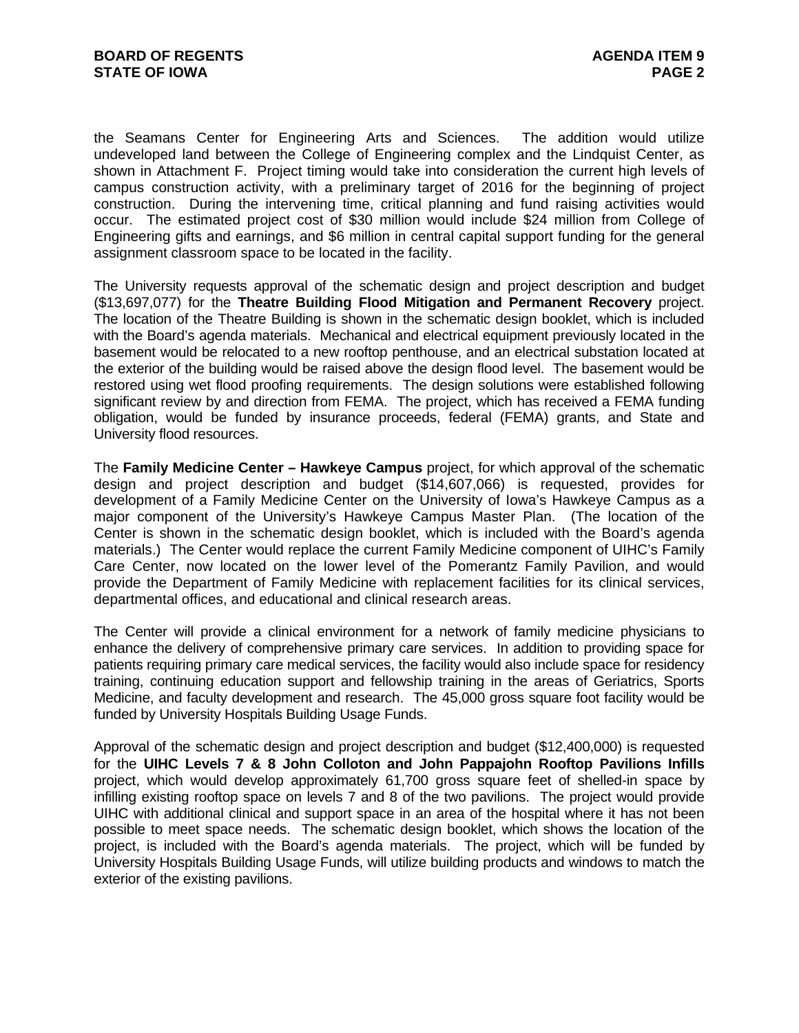the Seamans Center for Engineering Arts and Sciences. The addition would utilize undeveloped land between the College of Engineering complex and the Lindquist Center, as shown in Attachment F. Project timing would take into consideration the current high levels of campus construction activity, with a preliminary target of 2016 for the beginning of project construction. During the intervening time, critical planning and fund raising activities would occur. The estimated project cost of $30 million would include $24 million from College of Engineering gifts and earnings, and $6 million in central capital support funding for the general assignment classroom space to be located in the facility.

The University requests approval of the schematic design and project description and budget ($13,697,077) for the **Theatre Building Flood Mitigation and Permanent Recovery** project. The location of the Theatre Building is shown in the schematic design booklet, which is included with the Board's agenda materials. Mechanical and electrical equipment previously located in the basement would be relocated to a new rooftop penthouse, and an electrical substation located at the exterior of the building would be raised above the design flood level. The basement would be restored using wet flood proofing requirements. The design solutions were established following significant review by and direction from FEMA. The project, which has received a FEMA funding obligation, would be funded by insurance proceeds, federal (FEMA) grants, and State and University flood resources.

The **Family Medicine Center – Hawkeye Campus** project, for which approval of the schematic design and project description and budget ($14,607,066) is requested, provides for development of a Family Medicine Center on the University of Iowa's Hawkeye Campus as a major component of the University's Hawkeye Campus Master Plan. (The location of the Center is shown in the schematic design booklet, which is included with the Board's agenda materials.) The Center would replace the current Family Medicine component of UIHC's Family Care Center, now located on the lower level of the Pomerantz Family Pavilion, and would provide the Department of Family Medicine with replacement facilities for its clinical services, departmental offices, and educational and clinical research areas.

The Center will provide a clinical environment for a network of family medicine physicians to enhance the delivery of comprehensive primary care services. In addition to providing space for patients requiring primary care medical services, the facility would also include space for residency training, continuing education support and fellowship training in the areas of Geriatrics, Sports Medicine, and faculty development and research. The 45,000 gross square foot facility would be funded by University Hospitals Building Usage Funds.

Approval of the schematic design and project description and budget ($12,400,000) is requested for the **UIHC Levels 7 & 8 John Colloton and John Pappajohn Rooftop Pavilions Infills** project, which would develop approximately 61,700 gross square feet of shelled-in space by infilling existing rooftop space on levels 7 and 8 of the two pavilions. The project would provide UIHC with additional clinical and support space in an area of the hospital where it has not been possible to meet space needs. The schematic design booklet, which shows the location of the project, is included with the Board's agenda materials. The project, which will be funded by University Hospitals Building Usage Funds, will utilize building products and windows to match the exterior of the existing pavilions.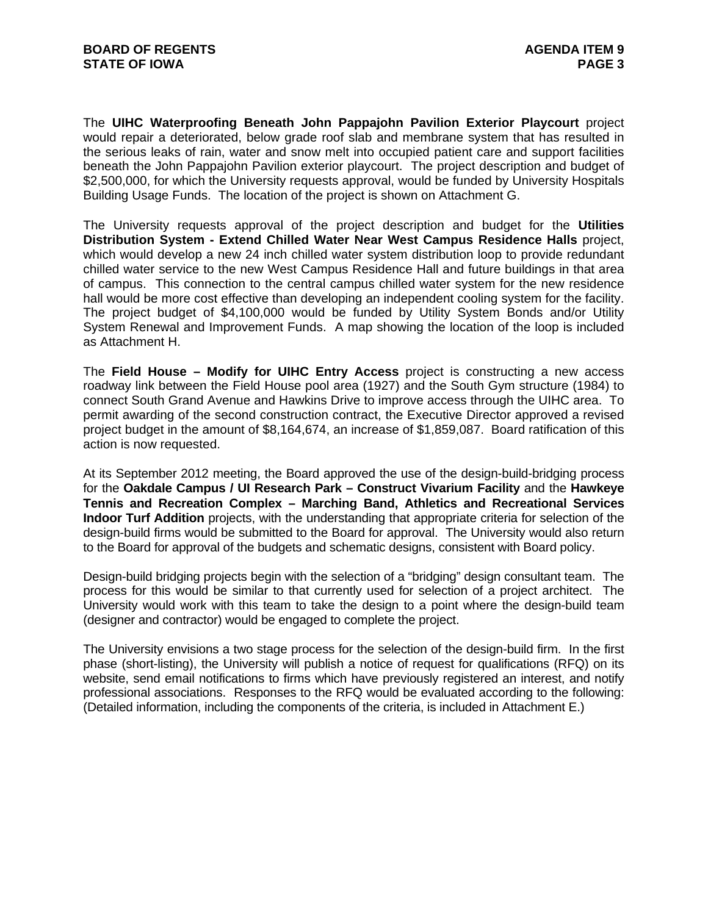The **UIHC Waterproofing Beneath John Pappajohn Pavilion Exterior Playcourt** project would repair a deteriorated, below grade roof slab and membrane system that has resulted in the serious leaks of rain, water and snow melt into occupied patient care and support facilities beneath the John Pappajohn Pavilion exterior playcourt. The project description and budget of $2,500,000, for which the University requests approval, would be funded by University Hospitals Building Usage Funds. The location of the project is shown on Attachment G.

The University requests approval of the project description and budget for the **Utilities Distribution System - Extend Chilled Water Near West Campus Residence Halls** project, which would develop a new 24 inch chilled water system distribution loop to provide redundant chilled water service to the new West Campus Residence Hall and future buildings in that area of campus. This connection to the central campus chilled water system for the new residence hall would be more cost effective than developing an independent cooling system for the facility. The project budget of $4,100,000 would be funded by Utility System Bonds and/or Utility System Renewal and Improvement Funds. A map showing the location of the loop is included as Attachment H.

The **Field House – Modify for UIHC Entry Access** project is constructing a new access roadway link between the Field House pool area (1927) and the South Gym structure (1984) to connect South Grand Avenue and Hawkins Drive to improve access through the UIHC area. To permit awarding of the second construction contract, the Executive Director approved a revised project budget in the amount of $8,164,674, an increase of $1,859,087. Board ratification of this action is now requested.

At its September 2012 meeting, the Board approved the use of the design-build-bridging process for the **Oakdale Campus / UI Research Park – Construct Vivarium Facility** and the **Hawkeye Tennis and Recreation Complex – Marching Band, Athletics and Recreational Services Indoor Turf Addition** projects, with the understanding that appropriate criteria for selection of the design-build firms would be submitted to the Board for approval. The University would also return to the Board for approval of the budgets and schematic designs, consistent with Board policy.

Design-build bridging projects begin with the selection of a "bridging" design consultant team. The process for this would be similar to that currently used for selection of a project architect. The University would work with this team to take the design to a point where the design-build team (designer and contractor) would be engaged to complete the project.

The University envisions a two stage process for the selection of the design-build firm. In the first phase (short-listing), the University will publish a notice of request for qualifications (RFQ) on its website, send email notifications to firms which have previously registered an interest, and notify professional associations. Responses to the RFQ would be evaluated according to the following: (Detailed information, including the components of the criteria, is included in Attachment E.)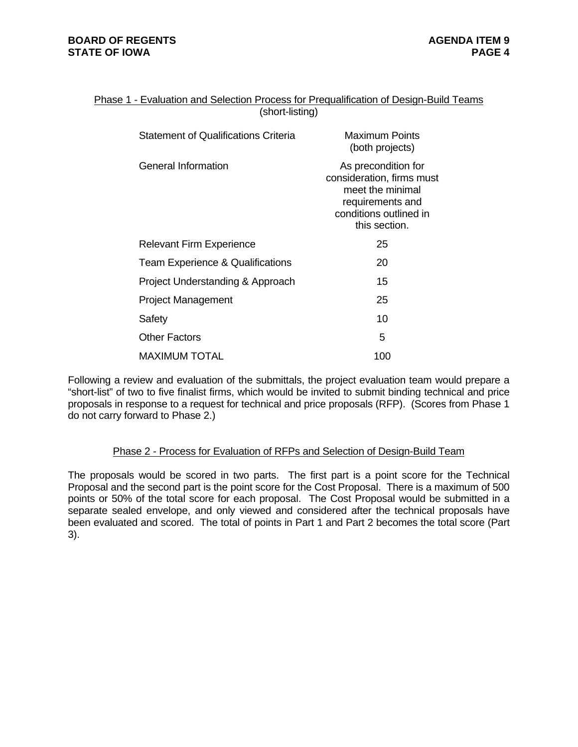## Phase 1 - Evaluation and Selection Process for Prequalification of Design-Build Teams (short-listing)

| Statement of Qualifications Criteria | Maximum Points (both projects) |
|---|---|
| General Information | As precondition for consideration, firms must meet the minimal requirements and conditions outlined in this section. |
| Relevant Firm Experience | 25 |
| Team Experience & Qualifications | 20 |
| Project Understanding & Approach | 15 |
| Project Management | 25 |
| Safety | 10 |
| Other Factors | 5 |
| MAXIMUM TOTAL | 100 |

Following a review and evaluation of the submittals, the project evaluation team would prepare a "short-list" of two to five finalist firms, which would be invited to submit binding technical and price proposals in response to a request for technical and price proposals (RFP). (Scores from Phase 1 do not carry forward to Phase 2.)

## Phase 2 - Process for Evaluation of RFPs and Selection of Design-Build Team

The proposals would be scored in two parts. The first part is a point score for the Technical Proposal and the second part is the point score for the Cost Proposal. There is a maximum of 500 points or 50% of the total score for each proposal. The Cost Proposal would be submitted in a separate sealed envelope, and only viewed and considered after the technical proposals have been evaluated and scored. The total of points in Part 1 and Part 2 becomes the total score (Part 3).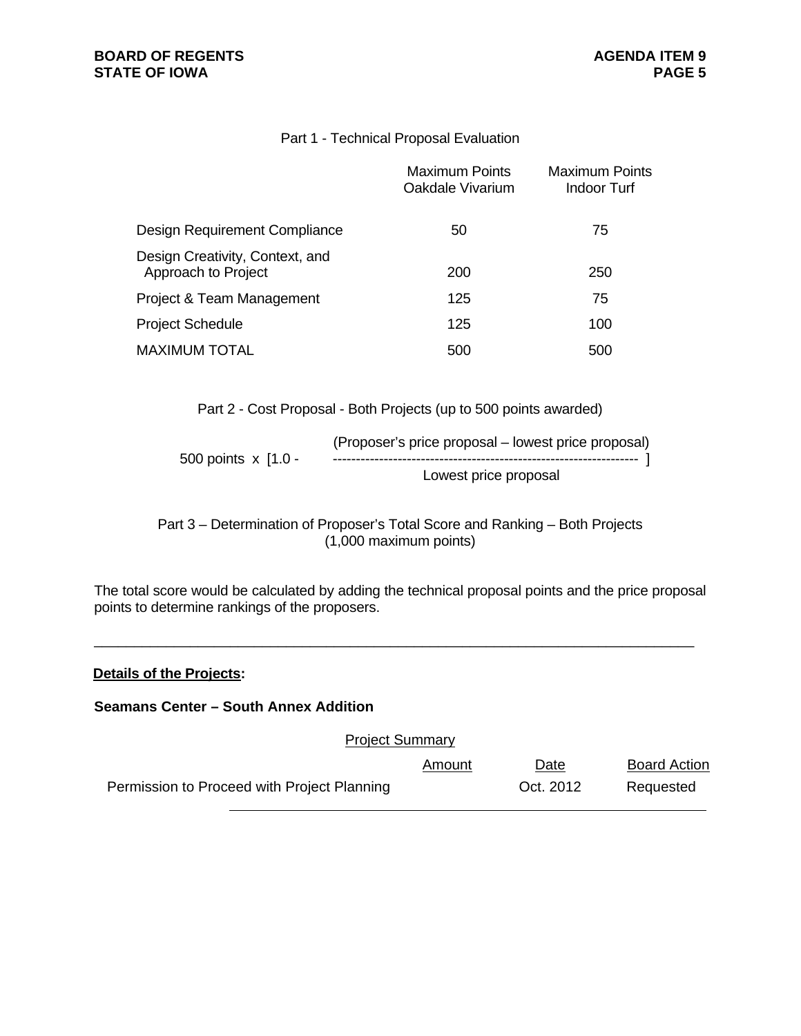Part 1 - Technical Proposal Evaluation

| | Maximum Points Oakdale Vivarium | Maximum Points Indoor Turf |
|---|---|---|
| Design Requirement Compliance | 50 | 75 |
| Design Creativity, Context, and Approach to Project | 200 | 250 |
| Project & Team Management | 125 | 75 |
| Project Schedule | 125 | 100 |
| MAXIMUM TOTAL | 500 | 500 |

Part 2 - Cost Proposal - Both Projects (up to 500 points awarded)

$$500 \text{ points} \times \left[1.0 - \frac{\text{(Proposer's price proposal – lowest price proposal)}}{\text{Lowest price proposal}}\right]$$

Part 3 – Determination of Proposer's Total Score and Ranking – Both Projects (1,000 maximum points)

The total score would be calculated by adding the technical proposal points and the price proposal points to determine rankings of the proposers.

---

**Details of the Projects:**

**Seamans Center – South Annex Addition**

Project Summary

| | Amount | Date | Board Action |
|---|---|---|---|
| Permission to Proceed with Project Planning | | Oct. 2012 | Requested |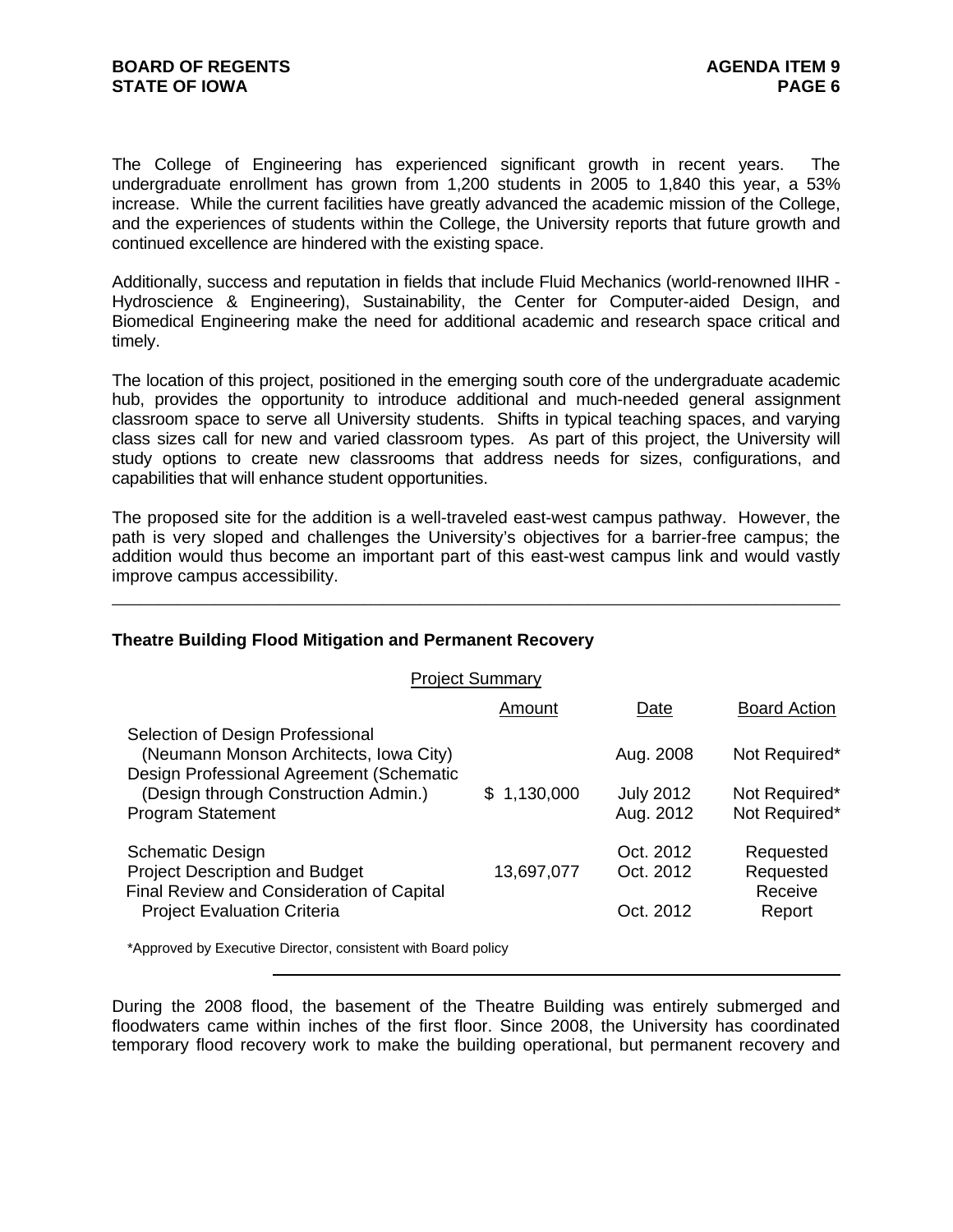The College of Engineering has experienced significant growth in recent years. The undergraduate enrollment has grown from 1,200 students in 2005 to 1,840 this year, a 53% increase. While the current facilities have greatly advanced the academic mission of the College, and the experiences of students within the College, the University reports that future growth and continued excellence are hindered with the existing space.

Additionally, success and reputation in fields that include Fluid Mechanics (world-renowned IIHR - Hydroscience & Engineering), Sustainability, the Center for Computer-aided Design, and Biomedical Engineering make the need for additional academic and research space critical and timely.

The location of this project, positioned in the emerging south core of the undergraduate academic hub, provides the opportunity to introduce additional and much-needed general assignment classroom space to serve all University students. Shifts in typical teaching spaces, and varying class sizes call for new and varied classroom types. As part of this project, the University will study options to create new classrooms that address needs for sizes, configurations, and capabilities that will enhance student opportunities.

The proposed site for the addition is a well-traveled east-west campus pathway. However, the path is very sloped and challenges the University's objectives for a barrier-free campus; the addition would thus become an important part of this east-west campus link and would vastly improve campus accessibility.

---

**Theatre Building Flood Mitigation and Permanent Recovery**

Project Summary

| | Amount | Date | Board Action |
|---|---|---|---|
| Selection of Design Professional (Neumann Monson Architects, Iowa City) | | Aug. 2008 | Not Required* |
| Design Professional Agreement (Schematic (Design through Construction Admin.) | $ 1,130,000 | July 2012 | Not Required* |
| Program Statement | | Aug. 2012 | Not Required* |
| Schematic Design | | Oct. 2012 | Requested |
| Project Description and Budget | 13,697,077 | Oct. 2012 | Requested |
| Final Review and Consideration of Capital Project Evaluation Criteria | | Oct. 2012 | Receive Report |

*Approved by Executive Director, consistent with Board policy

During the 2008 flood, the basement of the Theatre Building was entirely submerged and floodwaters came within inches of the first floor. Since 2008, the University has coordinated temporary flood recovery work to make the building operational, but permanent recovery and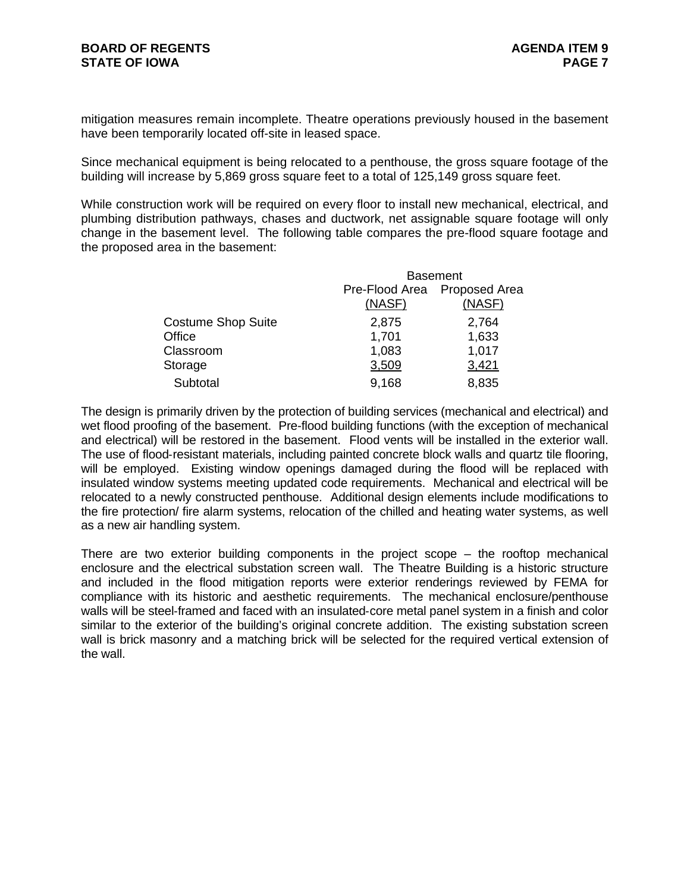mitigation measures remain incomplete. Theatre operations previously housed in the basement have been temporarily located off-site in leased space.

Since mechanical equipment is being relocated to a penthouse, the gross square footage of the building will increase by 5,869 gross square feet to a total of 125,149 gross square feet.

While construction work will be required on every floor to install new mechanical, electrical, and plumbing distribution pathways, chases and ductwork, net assignable square footage will only change in the basement level. The following table compares the pre-flood square footage and the proposed area in the basement:

| | Basement | |
|---|---|---|
| | Pre-Flood Area (NASF) | Proposed Area (NASF) |
| Costume Shop Suite | 2,875 | 2,764 |
| Office | 1,701 | 1,633 |
| Classroom | 1,083 | 1,017 |
| Storage | 3,509 | 3,421 |
| Subtotal | 9,168 | 8,835 |

The design is primarily driven by the protection of building services (mechanical and electrical) and wet flood proofing of the basement. Pre-flood building functions (with the exception of mechanical and electrical) will be restored in the basement. Flood vents will be installed in the exterior wall. The use of flood-resistant materials, including painted concrete block walls and quartz tile flooring, will be employed. Existing window openings damaged during the flood will be replaced with insulated window systems meeting updated code requirements. Mechanical and electrical will be relocated to a newly constructed penthouse. Additional design elements include modifications to the fire protection/ fire alarm systems, relocation of the chilled and heating water systems, as well as a new air handling system.

There are two exterior building components in the project scope – the rooftop mechanical enclosure and the electrical substation screen wall. The Theatre Building is a historic structure and included in the flood mitigation reports were exterior renderings reviewed by FEMA for compliance with its historic and aesthetic requirements. The mechanical enclosure/penthouse walls will be steel-framed and faced with an insulated-core metal panel system in a finish and color similar to the exterior of the building's original concrete addition. The existing substation screen wall is brick masonry and a matching brick will be selected for the required vertical extension of the wall.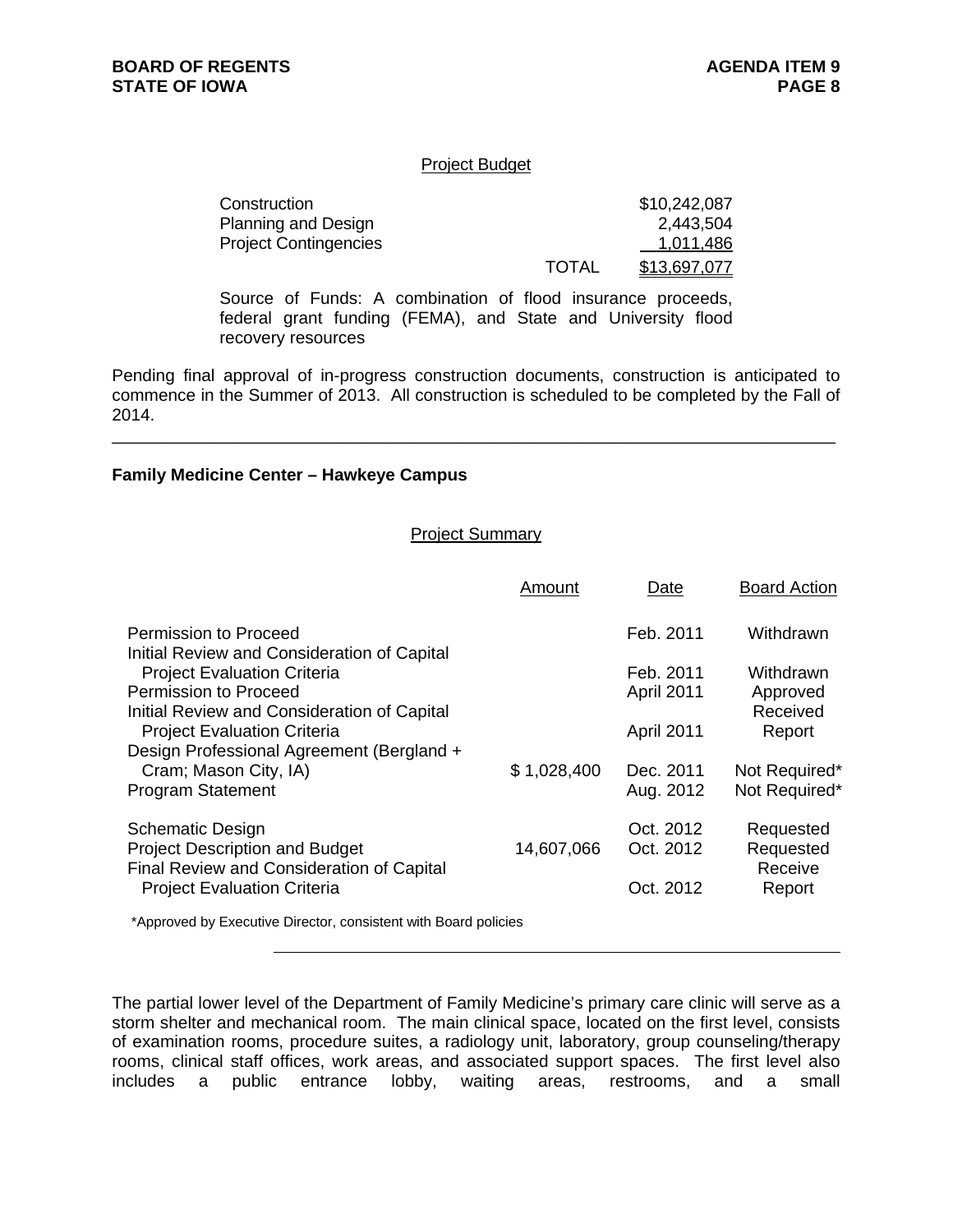Project Budget

| | | |
|---|---|---|
| Construction | | $10,242,087 |
| Planning and Design | | 2,443,504 |
| Project Contingencies | | 1,011,486 |
| | TOTAL | $13,697,077 |

Source of Funds: A combination of flood insurance proceeds, federal grant funding (FEMA), and State and University flood recovery resources

Pending final approval of in-progress construction documents, construction is anticipated to commence in the Summer of 2013. All construction is scheduled to be completed by the Fall of 2014.

---

**Family Medicine Center – Hawkeye Campus**

Project Summary

| | Amount | Date | Board Action |
|---|---|---|---|
| Permission to Proceed | | Feb. 2011 | Withdrawn |
| Initial Review and Consideration of Capital Project Evaluation Criteria | | Feb. 2011 | Withdrawn |
| Permission to Proceed | | April 2011 | Approved |
| Initial Review and Consideration of Capital Project Evaluation Criteria | | April 2011 | Received Report |
| Design Professional Agreement (Bergland + Cram; Mason City, IA) | $ 1,028,400 | Dec. 2011 | Not Required* |
| Program Statement | | Aug. 2012 | Not Required* |
| Schematic Design | | Oct. 2012 | Requested |
| Project Description and Budget | 14,607,066 | Oct. 2012 | Requested |
| Final Review and Consideration of Capital Project Evaluation Criteria | | Oct. 2012 | Receive Report |

*Approved by Executive Director, consistent with Board policies

---

The partial lower level of the Department of Family Medicine's primary care clinic will serve as a storm shelter and mechanical room. The main clinical space, located on the first level, consists of examination rooms, procedure suites, a radiology unit, laboratory, group counseling/therapy rooms, clinical staff offices, work areas, and associated support spaces. The first level also includes a public entrance lobby, waiting areas, restrooms, and a small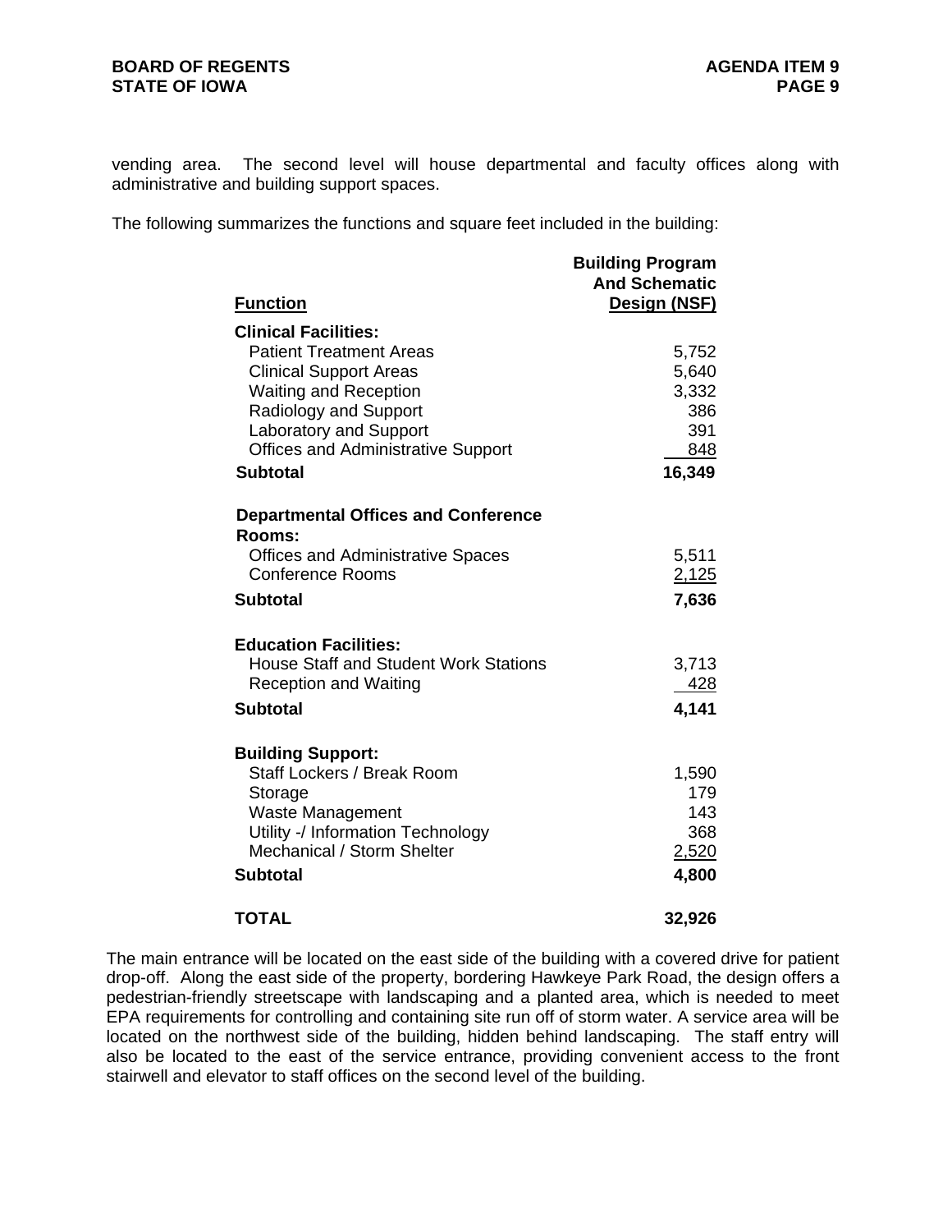vending area. The second level will house departmental and faculty offices along with administrative and building support spaces.

The following summarizes the functions and square feet included in the building:

| Function | Building Program And Schematic Design (NSF) |
|---|---:|
| **Clinical Facilities:** | |
| Patient Treatment Areas | 5,752 |
| Clinical Support Areas | 5,640 |
| Waiting and Reception | 3,332 |
| Radiology and Support | 386 |
| Laboratory and Support | 391 |
| Offices and Administrative Support | 848 |
| **Subtotal** | **16,349** |
| **Departmental Offices and Conference Rooms:** | |
| Offices and Administrative Spaces | 5,511 |
| Conference Rooms | 2,125 |
| **Subtotal** | **7,636** |
| **Education Facilities:** | |
| House Staff and Student Work Stations | 3,713 |
| Reception and Waiting | 428 |
| **Subtotal** | **4,141** |
| **Building Support:** | |
| Staff Lockers / Break Room | 1,590 |
| Storage | 179 |
| Waste Management | 143 |
| Utility -/ Information Technology | 368 |
| Mechanical / Storm Shelter | 2,520 |
| **Subtotal** | **4,800** |
| **TOTAL** | **32,926** |

The main entrance will be located on the east side of the building with a covered drive for patient drop-off. Along the east side of the property, bordering Hawkeye Park Road, the design offers a pedestrian-friendly streetscape with landscaping and a planted area, which is needed to meet EPA requirements for controlling and containing site run off of storm water. A service area will be located on the northwest side of the building, hidden behind landscaping. The staff entry will also be located to the east of the service entrance, providing convenient access to the front stairwell and elevator to staff offices on the second level of the building.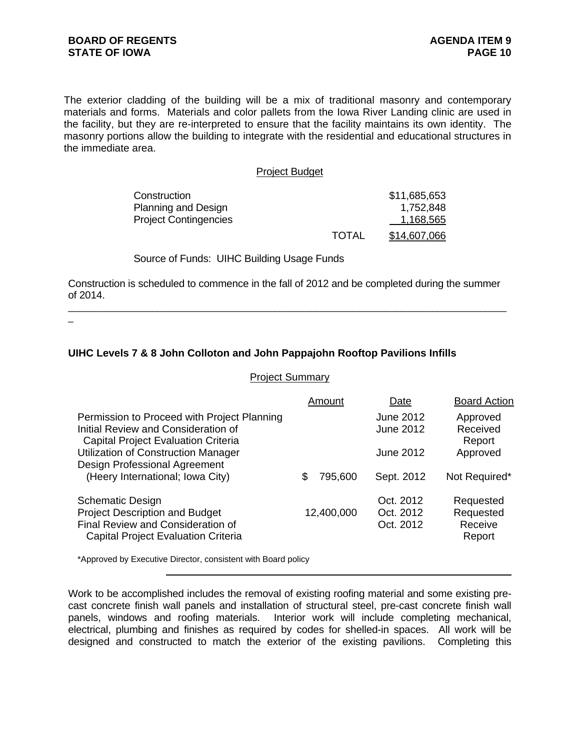The exterior cladding of the building will be a mix of traditional masonry and contemporary materials and forms. Materials and color pallets from the Iowa River Landing clinic are used in the facility, but they are re-interpreted to ensure that the facility maintains its own identity. The masonry portions allow the building to integrate with the residential and educational structures in the immediate area.

Project Budget

| | | |
|---|---|---|
| Construction | | $11,685,653 |
| Planning and Design | | 1,752,848 |
| Project Contingencies | | 1,168,565 |
| | TOTAL | $14,607,066 |

Source of Funds: UIHC Building Usage Funds

Construction is scheduled to commence in the fall of 2012 and be completed during the summer of 2014.

---

**UIHC Levels 7 & 8 John Colloton and John Pappajohn Rooftop Pavilions Infills**

Project Summary

| | Amount | Date | Board Action |
|---|---|---|---|
| Permission to Proceed with Project Planning | | June 2012 | Approved |
| Initial Review and Consideration of Capital Project Evaluation Criteria | | June 2012 | Received Report |
| Utilization of Construction Manager | | June 2012 | Approved |
| Design Professional Agreement (Heery International; Iowa City) | $ 795,600 | Sept. 2012 | Not Required* |
| Schematic Design | | Oct. 2012 | Requested |
| Project Description and Budget | 12,400,000 | Oct. 2012 | Requested |
| Final Review and Consideration of Capital Project Evaluation Criteria | | Oct. 2012 | Receive Report |

*Approved by Executive Director, consistent with Board policy

---

Work to be accomplished includes the removal of existing roofing material and some existing pre-cast concrete finish wall panels and installation of structural steel, pre-cast concrete finish wall panels, windows and roofing materials. Interior work will include completing mechanical, electrical, plumbing and finishes as required by codes for shelled-in spaces. All work will be designed and constructed to match the exterior of the existing pavilions. Completing this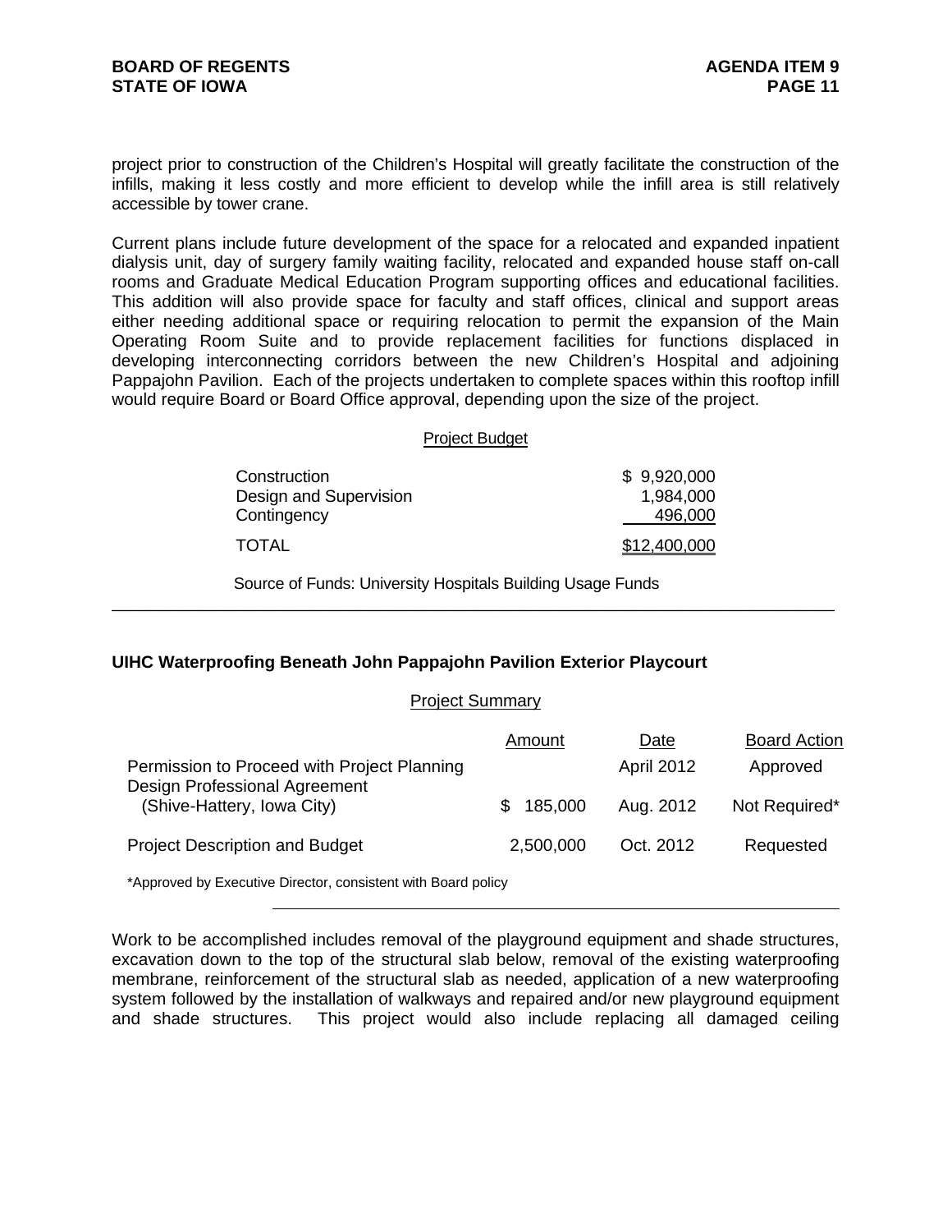project prior to construction of the Children's Hospital will greatly facilitate the construction of the infills, making it less costly and more efficient to develop while the infill area is still relatively accessible by tower crane.

Current plans include future development of the space for a relocated and expanded inpatient dialysis unit, day of surgery family waiting facility, relocated and expanded house staff on-call rooms and Graduate Medical Education Program supporting offices and educational facilities. This addition will also provide space for faculty and staff offices, clinical and support areas either needing additional space or requiring relocation to permit the expansion of the Main Operating Room Suite and to provide replacement facilities for functions displaced in developing interconnecting corridors between the new Children's Hospital and adjoining Pappajohn Pavilion. Each of the projects undertaken to complete spaces within this rooftop infill would require Board or Board Office approval, depending upon the size of the project.

Project Budget

| | |
|---|---|
| Construction | $ 9,920,000 |
| Design and Supervision | 1,984,000 |
| Contingency | 496,000 |
| TOTAL | $12,400,000 |

Source of Funds: University Hospitals Building Usage Funds

---

**UIHC Waterproofing Beneath John Pappajohn Pavilion Exterior Playcourt**

Project Summary

| | Amount | Date | Board Action |
|---|---|---|---|
| Permission to Proceed with Project Planning | | April 2012 | Approved |
| Design Professional Agreement (Shive-Hattery, Iowa City) | $ 185,000 | Aug. 2012 | Not Required* |
| Project Description and Budget | 2,500,000 | Oct. 2012 | Requested |

*Approved by Executive Director, consistent with Board policy

Work to be accomplished includes removal of the playground equipment and shade structures, excavation down to the top of the structural slab below, removal of the existing waterproofing membrane, reinforcement of the structural slab as needed, application of a new waterproofing system followed by the installation of walkways and repaired and/or new playground equipment and shade structures. This project would also include replacing all damaged ceiling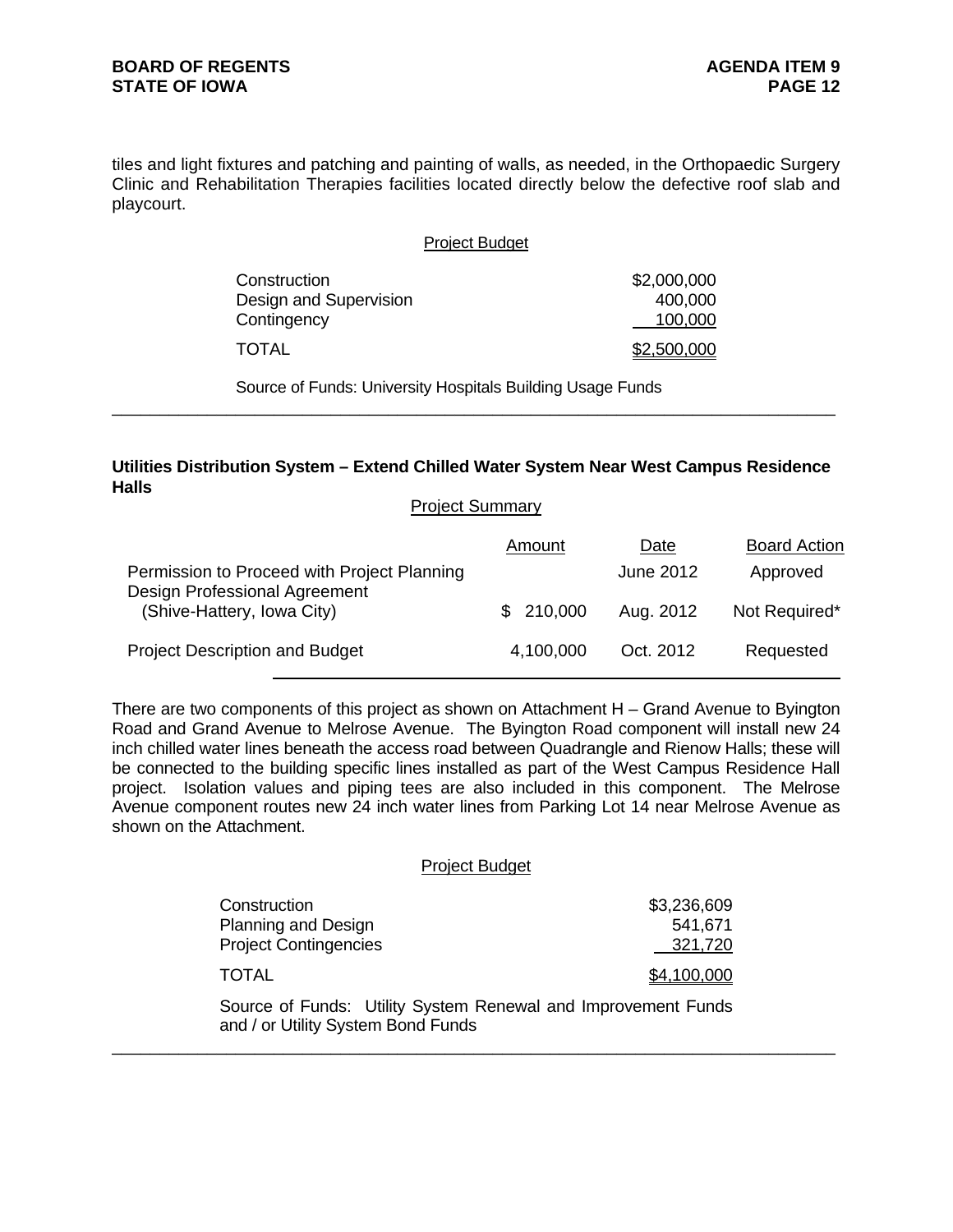tiles and light fixtures and patching and painting of walls, as needed, in the Orthopaedic Surgery Clinic and Rehabilitation Therapies facilities located directly below the defective roof slab and playcourt.

Project Budget

| | |
|---|---|
| Construction | $2,000,000 |
| Design and Supervision | 400,000 |
| Contingency | 100,000 |
| TOTAL | $2,500,000 |

Source of Funds: University Hospitals Building Usage Funds

---

**Utilities Distribution System – Extend Chilled Water System Near West Campus Residence Halls**

Project Summary

| | Amount | Date | Board Action |
|---|---|---|---|
| Permission to Proceed with Project Planning | | June 2012 | Approved |
| Design Professional Agreement (Shive-Hattery, Iowa City) | $ 210,000 | Aug. 2012 | Not Required* |
| Project Description and Budget | 4,100,000 | Oct. 2012 | Requested |

There are two components of this project as shown on Attachment H – Grand Avenue to Byington Road and Grand Avenue to Melrose Avenue. The Byington Road component will install new 24 inch chilled water lines beneath the access road between Quadrangle and Rienow Halls; these will be connected to the building specific lines installed as part of the West Campus Residence Hall project. Isolation values and piping tees are also included in this component. The Melrose Avenue component routes new 24 inch water lines from Parking Lot 14 near Melrose Avenue as shown on the Attachment.

Project Budget

| | |
|---|---|
| Construction | $3,236,609 |
| Planning and Design | 541,671 |
| Project Contingencies | 321,720 |
| TOTAL | $4,100,000 |

Source of Funds: Utility System Renewal and Improvement Funds and / or Utility System Bond Funds

---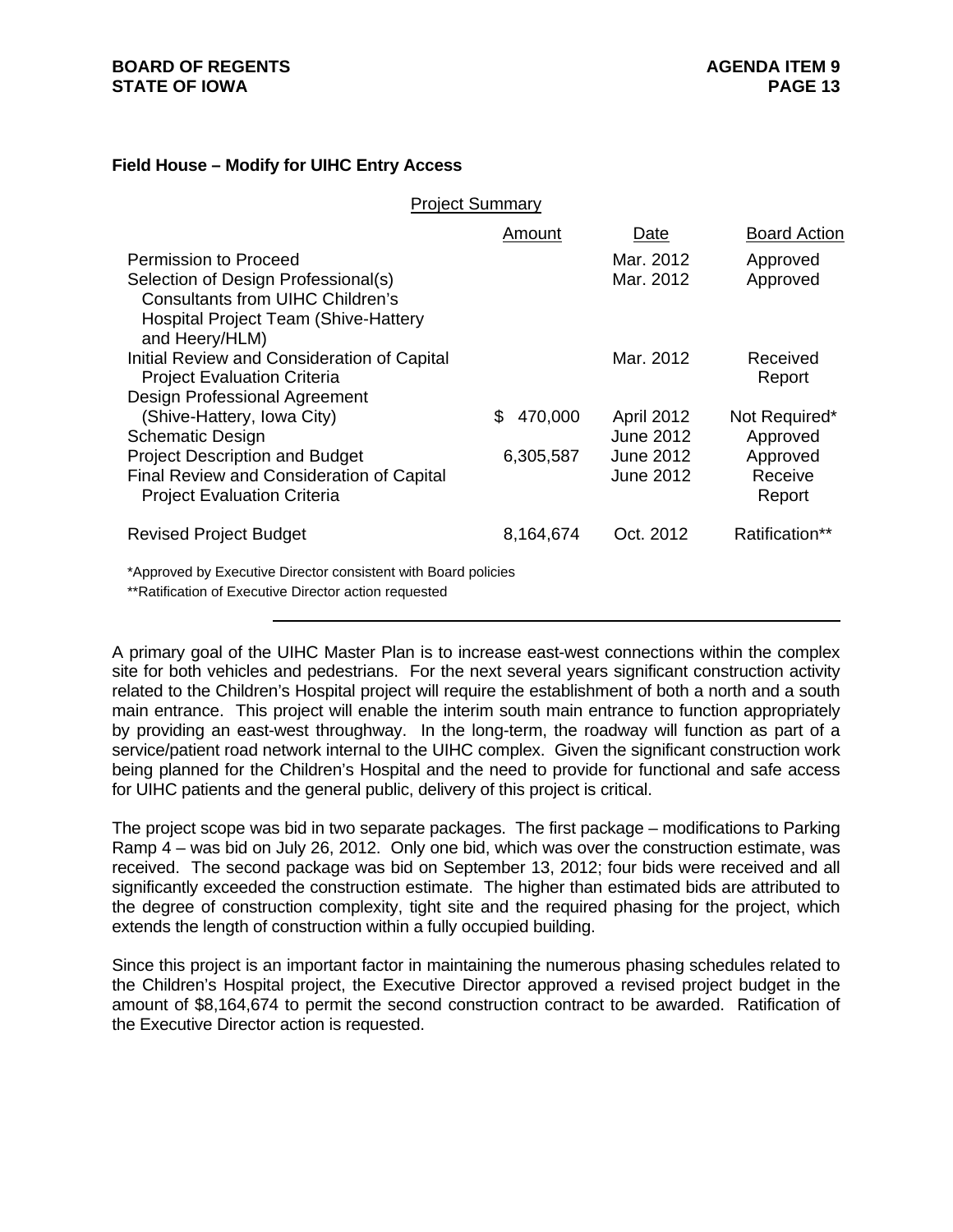**Field House – Modify for UIHC Entry Access**

Project Summary

| | Amount | Date | Board Action |
|---|---|---|---|
| Permission to Proceed | | Mar. 2012 | Approved |
| Selection of Design Professional(s) Consultants from UIHC Children's Hospital Project Team (Shive-Hattery and Heery/HLM) | | Mar. 2012 | Approved |
| Initial Review and Consideration of Capital Project Evaluation Criteria | | Mar. 2012 | Received Report |
| Design Professional Agreement (Shive-Hattery, Iowa City) | $ 470,000 | April 2012 | Not Required* |
| Schematic Design | | June 2012 | Approved |
| Project Description and Budget | 6,305,587 | June 2012 | Approved |
| Final Review and Consideration of Capital Project Evaluation Criteria | | June 2012 | Receive Report |
| Revised Project Budget | 8,164,674 | Oct. 2012 | Ratification** |

*Approved by Executive Director consistent with Board policies

**Ratification of Executive Director action requested

---

A primary goal of the UIHC Master Plan is to increase east-west connections within the complex site for both vehicles and pedestrians. For the next several years significant construction activity related to the Children's Hospital project will require the establishment of both a north and a south main entrance. This project will enable the interim south main entrance to function appropriately by providing an east-west throughway. In the long-term, the roadway will function as part of a service/patient road network internal to the UIHC complex. Given the significant construction work being planned for the Children's Hospital and the need to provide for functional and safe access for UIHC patients and the general public, delivery of this project is critical.

The project scope was bid in two separate packages. The first package – modifications to Parking Ramp 4 – was bid on July 26, 2012. Only one bid, which was over the construction estimate, was received. The second package was bid on September 13, 2012; four bids were received and all significantly exceeded the construction estimate. The higher than estimated bids are attributed to the degree of construction complexity, tight site and the required phasing for the project, which extends the length of construction within a fully occupied building.

Since this project is an important factor in maintaining the numerous phasing schedules related to the Children's Hospital project, the Executive Director approved a revised project budget in the amount of $8,164,674 to permit the second construction contract to be awarded. Ratification of the Executive Director action is requested.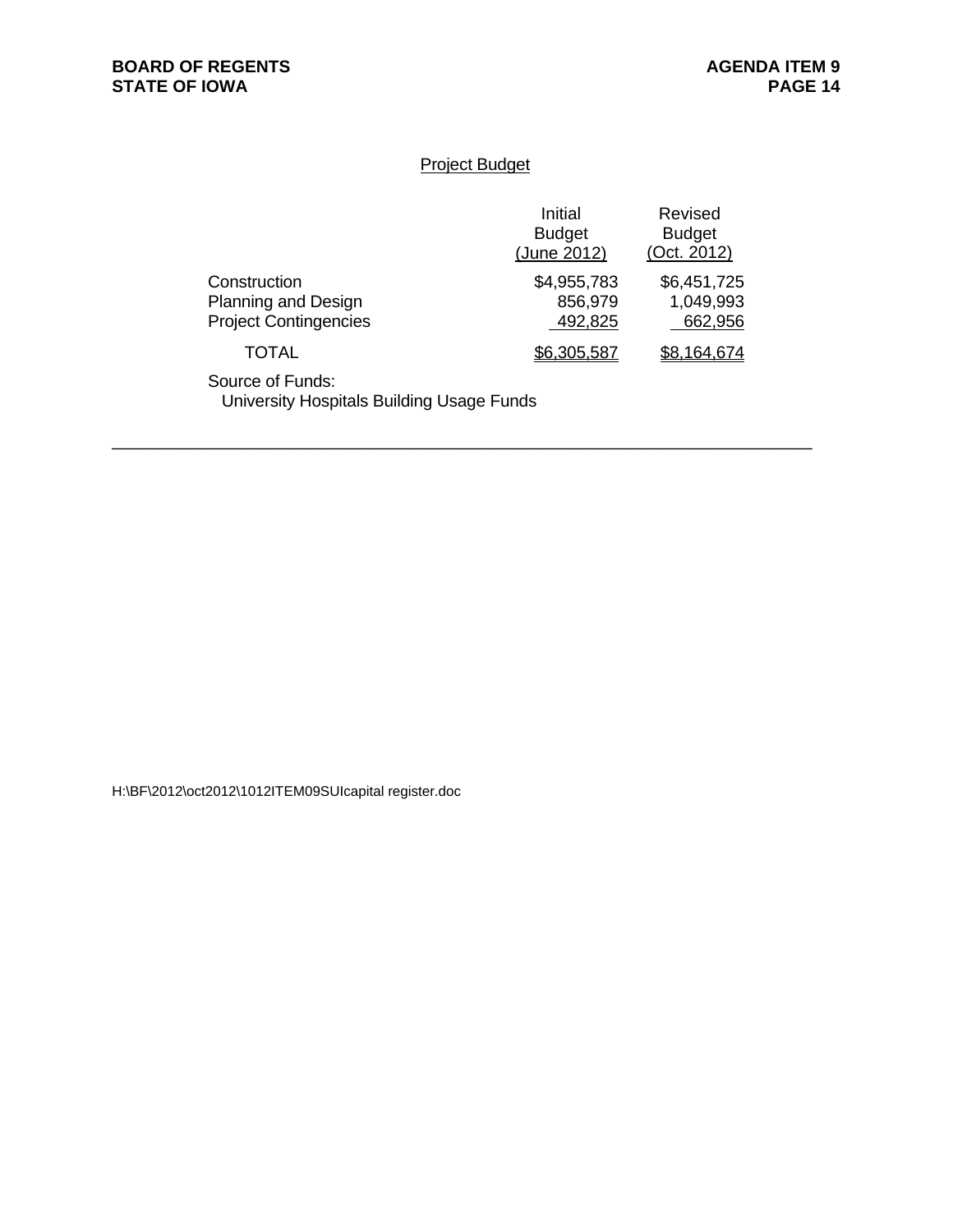Project Budget

| | Initial Budget (June 2012) | Revised Budget (Oct. 2012) |
|---|---|---|
| Construction | $4,955,783 | $6,451,725 |
| Planning and Design | 856,979 | 1,049,993 |
| Project Contingencies | 492,825 | 662,956 |
| TOTAL | $6,305,587 | $8,164,674 |

Source of Funds:
University Hospitals Building Usage Funds

---

H:\BF\2012\oct2012\1012ITEM09SUIcapital register.doc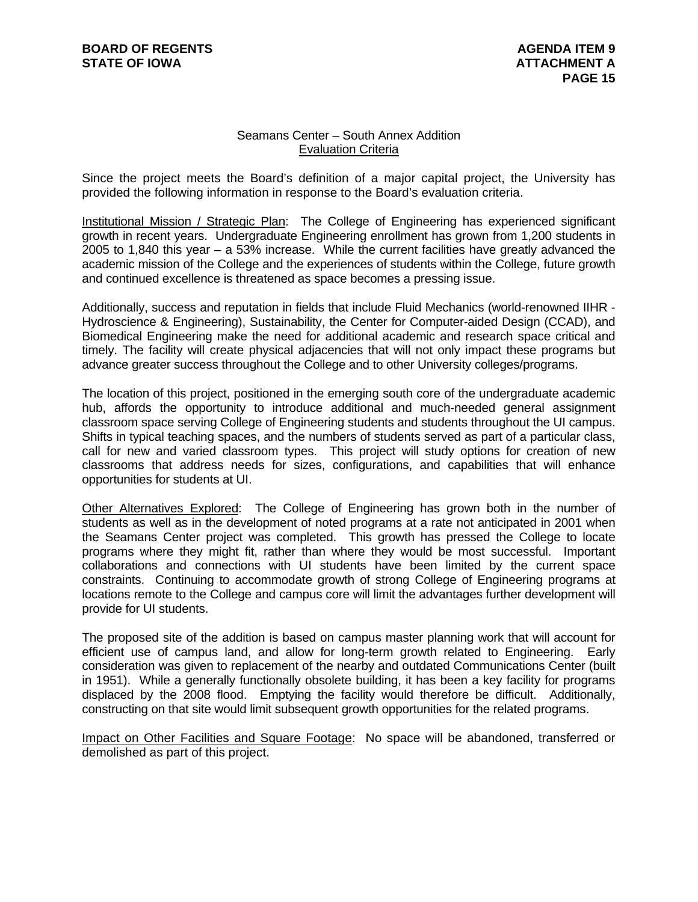## Seamans Center – South Annex Addition
### Evaluation Criteria

Since the project meets the Board's definition of a major capital project, the University has provided the following information in response to the Board's evaluation criteria.

Institutional Mission / Strategic Plan: The College of Engineering has experienced significant growth in recent years. Undergraduate Engineering enrollment has grown from 1,200 students in 2005 to 1,840 this year – a 53% increase. While the current facilities have greatly advanced the academic mission of the College and the experiences of students within the College, future growth and continued excellence is threatened as space becomes a pressing issue.

Additionally, success and reputation in fields that include Fluid Mechanics (world-renowned IIHR - Hydroscience & Engineering), Sustainability, the Center for Computer-aided Design (CCAD), and Biomedical Engineering make the need for additional academic and research space critical and timely. The facility will create physical adjacencies that will not only impact these programs but advance greater success throughout the College and to other University colleges/programs.

The location of this project, positioned in the emerging south core of the undergraduate academic hub, affords the opportunity to introduce additional and much-needed general assignment classroom space serving College of Engineering students and students throughout the UI campus. Shifts in typical teaching spaces, and the numbers of students served as part of a particular class, call for new and varied classroom types. This project will study options for creation of new classrooms that address needs for sizes, configurations, and capabilities that will enhance opportunities for students at UI.

Other Alternatives Explored: The College of Engineering has grown both in the number of students as well as in the development of noted programs at a rate not anticipated in 2001 when the Seamans Center project was completed. This growth has pressed the College to locate programs where they might fit, rather than where they would be most successful. Important collaborations and connections with UI students have been limited by the current space constraints. Continuing to accommodate growth of strong College of Engineering programs at locations remote to the College and campus core will limit the advantages further development will provide for UI students.

The proposed site of the addition is based on campus master planning work that will account for efficient use of campus land, and allow for long-term growth related to Engineering. Early consideration was given to replacement of the nearby and outdated Communications Center (built in 1951). While a generally functionally obsolete building, it has been a key facility for programs displaced by the 2008 flood. Emptying the facility would therefore be difficult. Additionally, constructing on that site would limit subsequent growth opportunities for the related programs.

Impact on Other Facilities and Square Footage: No space will be abandoned, transferred or demolished as part of this project.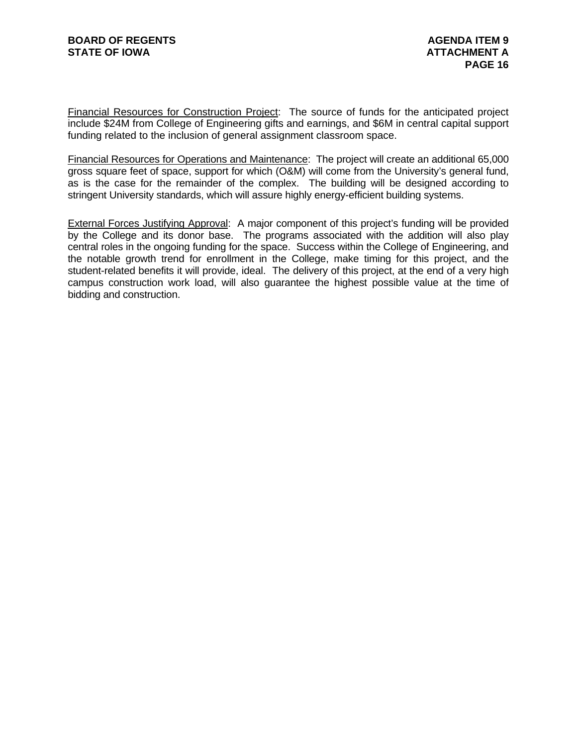Financial Resources for Construction Project: The source of funds for the anticipated project include $24M from College of Engineering gifts and earnings, and $6M in central capital support funding related to the inclusion of general assignment classroom space.

Financial Resources for Operations and Maintenance: The project will create an additional 65,000 gross square feet of space, support for which (O&M) will come from the University's general fund, as is the case for the remainder of the complex. The building will be designed according to stringent University standards, which will assure highly energy-efficient building systems.

External Forces Justifying Approval: A major component of this project's funding will be provided by the College and its donor base. The programs associated with the addition will also play central roles in the ongoing funding for the space. Success within the College of Engineering, and the notable growth trend for enrollment in the College, make timing for this project, and the student-related benefits it will provide, ideal. The delivery of this project, at the end of a very high campus construction work load, will also guarantee the highest possible value at the time of bidding and construction.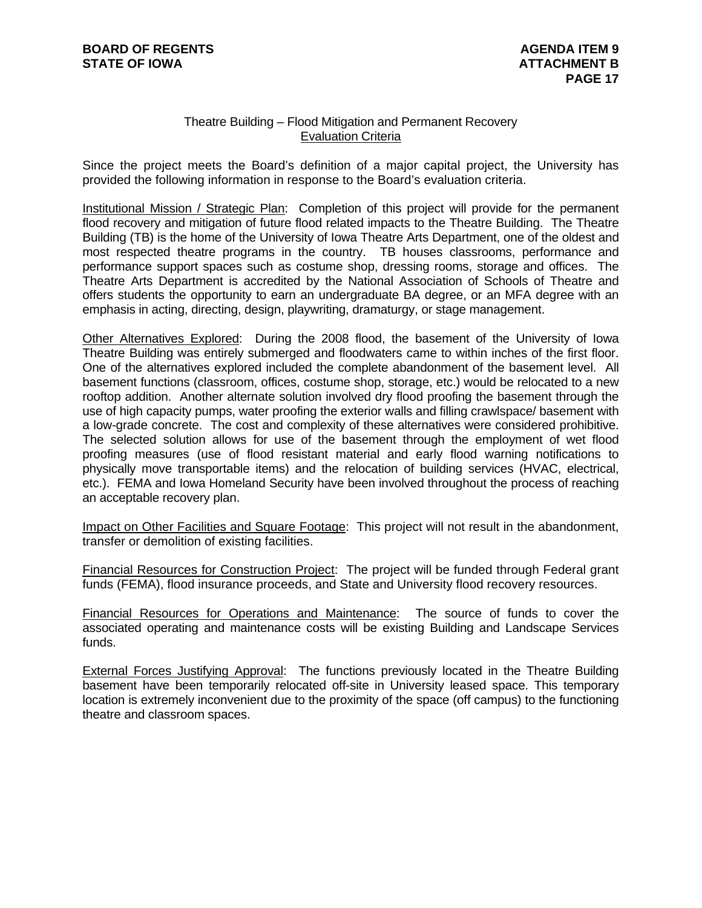## Theatre Building – Flood Mitigation and Permanent Recovery
### Evaluation Criteria

Since the project meets the Board's definition of a major capital project, the University has provided the following information in response to the Board's evaluation criteria.

Institutional Mission / Strategic Plan: Completion of this project will provide for the permanent flood recovery and mitigation of future flood related impacts to the Theatre Building. The Theatre Building (TB) is the home of the University of Iowa Theatre Arts Department, one of the oldest and most respected theatre programs in the country. TB houses classrooms, performance and performance support spaces such as costume shop, dressing rooms, storage and offices. The Theatre Arts Department is accredited by the National Association of Schools of Theatre and offers students the opportunity to earn an undergraduate BA degree, or an MFA degree with an emphasis in acting, directing, design, playwriting, dramaturgy, or stage management.

Other Alternatives Explored: During the 2008 flood, the basement of the University of Iowa Theatre Building was entirely submerged and floodwaters came to within inches of the first floor. One of the alternatives explored included the complete abandonment of the basement level. All basement functions (classroom, offices, costume shop, storage, etc.) would be relocated to a new rooftop addition. Another alternate solution involved dry flood proofing the basement through the use of high capacity pumps, water proofing the exterior walls and filling crawlspace/ basement with a low-grade concrete. The cost and complexity of these alternatives were considered prohibitive. The selected solution allows for use of the basement through the employment of wet flood proofing measures (use of flood resistant material and early flood warning notifications to physically move transportable items) and the relocation of building services (HVAC, electrical, etc.). FEMA and Iowa Homeland Security have been involved throughout the process of reaching an acceptable recovery plan.

Impact on Other Facilities and Square Footage: This project will not result in the abandonment, transfer or demolition of existing facilities.

Financial Resources for Construction Project: The project will be funded through Federal grant funds (FEMA), flood insurance proceeds, and State and University flood recovery resources.

Financial Resources for Operations and Maintenance: The source of funds to cover the associated operating and maintenance costs will be existing Building and Landscape Services funds.

External Forces Justifying Approval: The functions previously located in the Theatre Building basement have been temporarily relocated off-site in University leased space. This temporary location is extremely inconvenient due to the proximity of the space (off campus) to the functioning theatre and classroom spaces.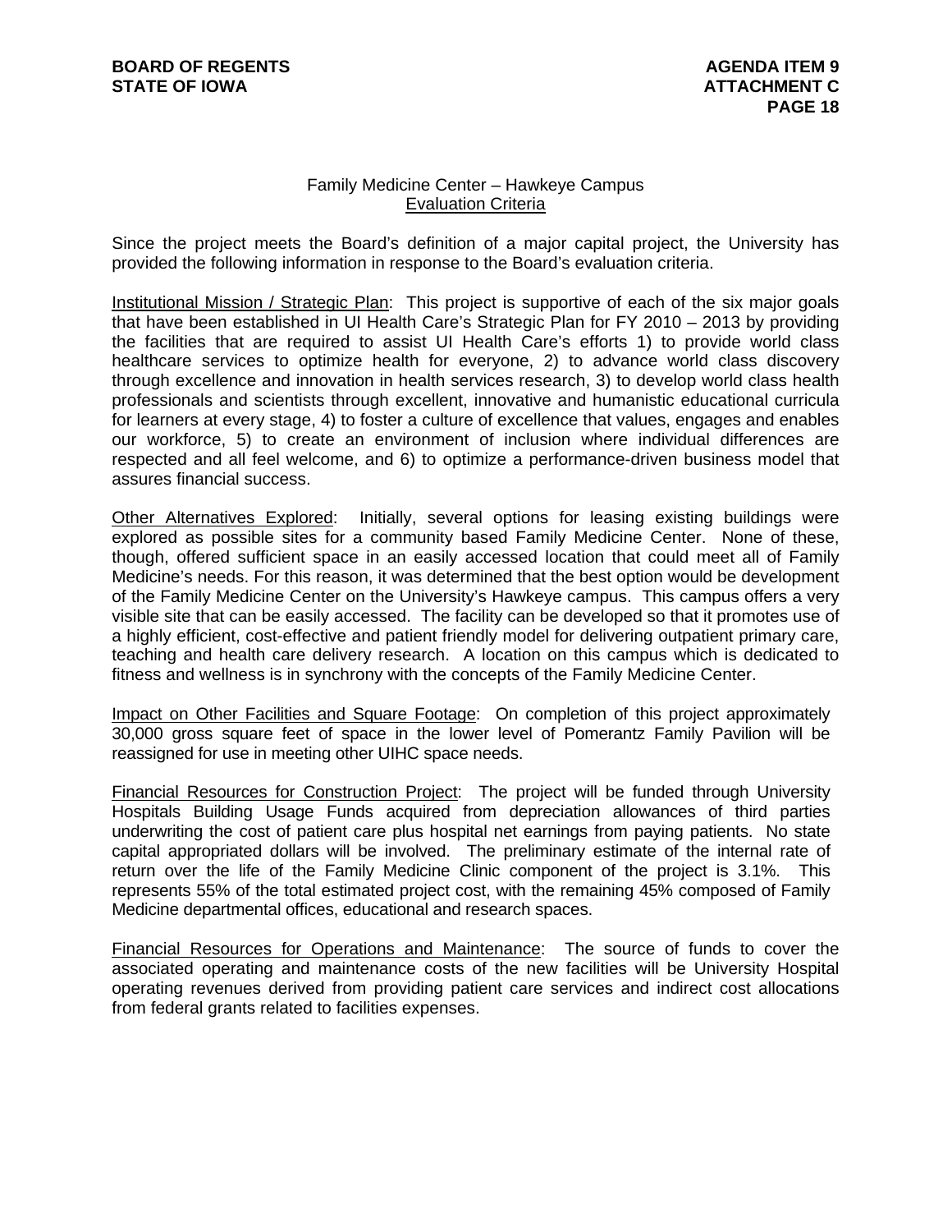## Family Medicine Center – Hawkeye Campus

### Evaluation Criteria

Since the project meets the Board's definition of a major capital project, the University has provided the following information in response to the Board's evaluation criteria.

Institutional Mission / Strategic Plan: This project is supportive of each of the six major goals that have been established in UI Health Care's Strategic Plan for FY 2010 – 2013 by providing the facilities that are required to assist UI Health Care's efforts 1) to provide world class healthcare services to optimize health for everyone, 2) to advance world class discovery through excellence and innovation in health services research, 3) to develop world class health professionals and scientists through excellent, innovative and humanistic educational curricula for learners at every stage, 4) to foster a culture of excellence that values, engages and enables our workforce, 5) to create an environment of inclusion where individual differences are respected and all feel welcome, and 6) to optimize a performance-driven business model that assures financial success.

Other Alternatives Explored: Initially, several options for leasing existing buildings were explored as possible sites for a community based Family Medicine Center. None of these, though, offered sufficient space in an easily accessed location that could meet all of Family Medicine's needs. For this reason, it was determined that the best option would be development of the Family Medicine Center on the University's Hawkeye campus. This campus offers a very visible site that can be easily accessed. The facility can be developed so that it promotes use of a highly efficient, cost-effective and patient friendly model for delivering outpatient primary care, teaching and health care delivery research. A location on this campus which is dedicated to fitness and wellness is in synchrony with the concepts of the Family Medicine Center.

Impact on Other Facilities and Square Footage: On completion of this project approximately 30,000 gross square feet of space in the lower level of Pomerantz Family Pavilion will be reassigned for use in meeting other UIHC space needs.

Financial Resources for Construction Project: The project will be funded through University Hospitals Building Usage Funds acquired from depreciation allowances of third parties underwriting the cost of patient care plus hospital net earnings from paying patients. No state capital appropriated dollars will be involved. The preliminary estimate of the internal rate of return over the life of the Family Medicine Clinic component of the project is 3.1%. This represents 55% of the total estimated project cost, with the remaining 45% composed of Family Medicine departmental offices, educational and research spaces.

Financial Resources for Operations and Maintenance: The source of funds to cover the associated operating and maintenance costs of the new facilities will be University Hospital operating revenues derived from providing patient care services and indirect cost allocations from federal grants related to facilities expenses.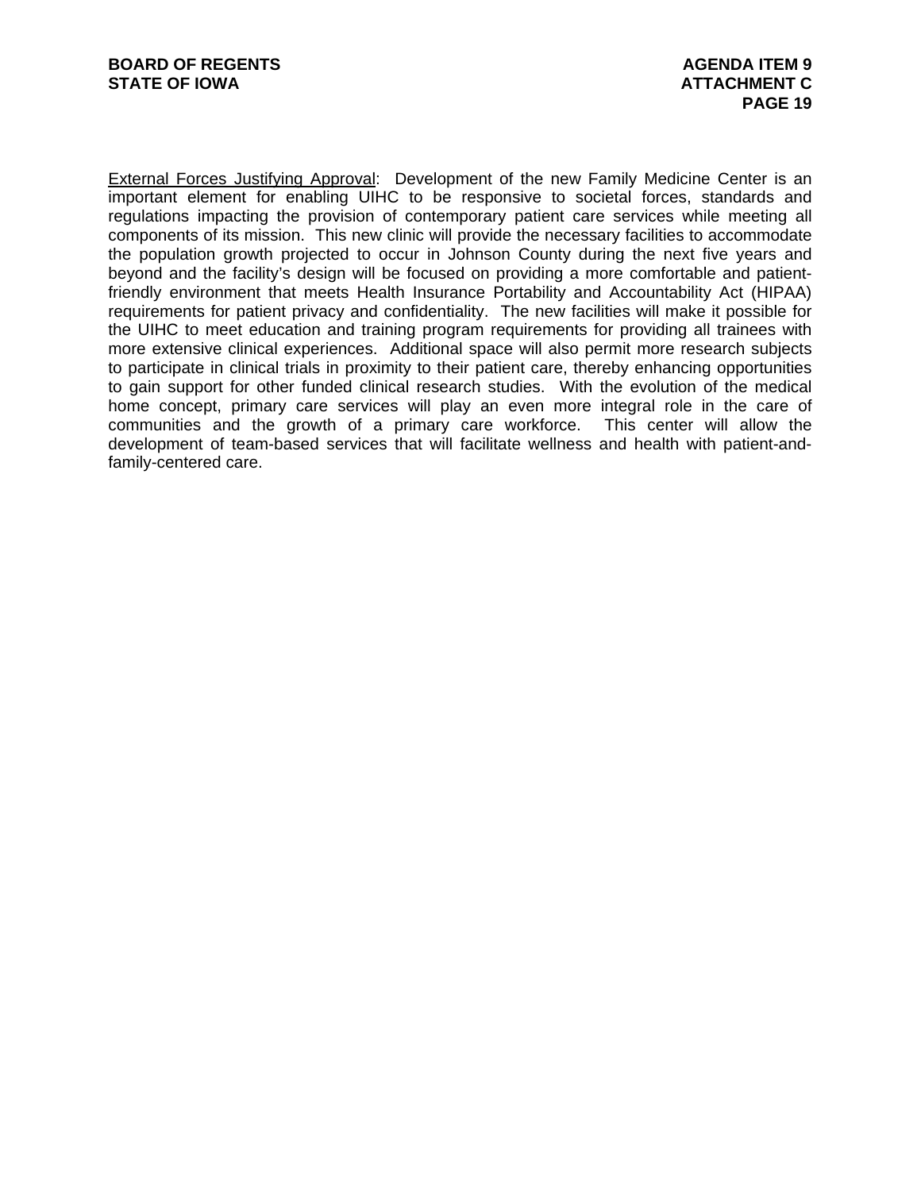<u>External Forces Justifying Approval</u>: Development of the new Family Medicine Center is an important element for enabling UIHC to be responsive to societal forces, standards and regulations impacting the provision of contemporary patient care services while meeting all components of its mission. This new clinic will provide the necessary facilities to accommodate the population growth projected to occur in Johnson County during the next five years and beyond and the facility's design will be focused on providing a more comfortable and patient-friendly environment that meets Health Insurance Portability and Accountability Act (HIPAA) requirements for patient privacy and confidentiality. The new facilities will make it possible for the UIHC to meet education and training program requirements for providing all trainees with more extensive clinical experiences. Additional space will also permit more research subjects to participate in clinical trials in proximity to their patient care, thereby enhancing opportunities to gain support for other funded clinical research studies. With the evolution of the medical home concept, primary care services will play an even more integral role in the care of communities and the growth of a primary care workforce. This center will allow the development of team-based services that will facilitate wellness and health with patient-and-family-centered care.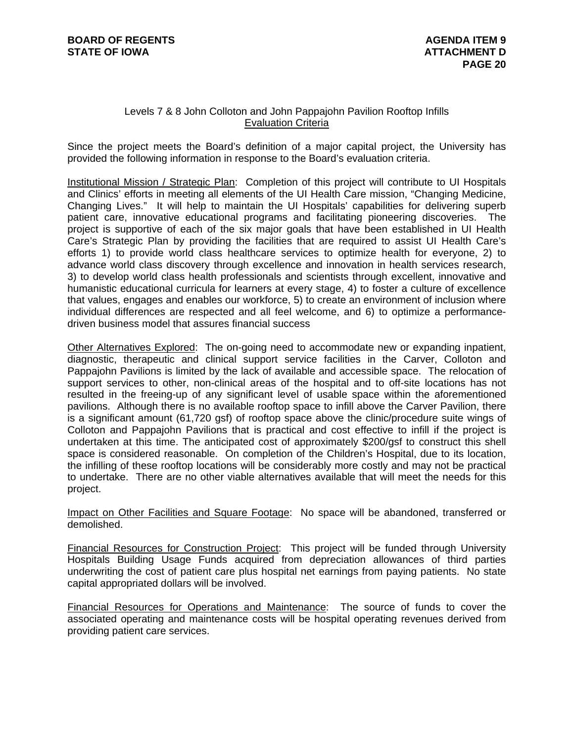## Levels 7 & 8 John Colloton and John Pappajohn Pavilion Rooftop Infills
### Evaluation Criteria

Since the project meets the Board's definition of a major capital project, the University has provided the following information in response to the Board's evaluation criteria.

Institutional Mission / Strategic Plan: Completion of this project will contribute to UI Hospitals and Clinics' efforts in meeting all elements of the UI Health Care mission, "Changing Medicine, Changing Lives." It will help to maintain the UI Hospitals' capabilities for delivering superb patient care, innovative educational programs and facilitating pioneering discoveries. The project is supportive of each of the six major goals that have been established in UI Health Care's Strategic Plan by providing the facilities that are required to assist UI Health Care's efforts 1) to provide world class healthcare services to optimize health for everyone, 2) to advance world class discovery through excellence and innovation in health services research, 3) to develop world class health professionals and scientists through excellent, innovative and humanistic educational curricula for learners at every stage, 4) to foster a culture of excellence that values, engages and enables our workforce, 5) to create an environment of inclusion where individual differences are respected and all feel welcome, and 6) to optimize a performance-driven business model that assures financial success

Other Alternatives Explored: The on-going need to accommodate new or expanding inpatient, diagnostic, therapeutic and clinical support service facilities in the Carver, Colloton and Pappajohn Pavilions is limited by the lack of available and accessible space. The relocation of support services to other, non-clinical areas of the hospital and to off-site locations has not resulted in the freeing-up of any significant level of usable space within the aforementioned pavilions. Although there is no available rooftop space to infill above the Carver Pavilion, there is a significant amount (61,720 gsf) of rooftop space above the clinic/procedure suite wings of Colloton and Pappajohn Pavilions that is practical and cost effective to infill if the project is undertaken at this time. The anticipated cost of approximately $200/gsf to construct this shell space is considered reasonable. On completion of the Children's Hospital, due to its location, the infilling of these rooftop locations will be considerably more costly and may not be practical to undertake. There are no other viable alternatives available that will meet the needs for this project.

Impact on Other Facilities and Square Footage: No space will be abandoned, transferred or demolished.

Financial Resources for Construction Project: This project will be funded through University Hospitals Building Usage Funds acquired from depreciation allowances of third parties underwriting the cost of patient care plus hospital net earnings from paying patients. No state capital appropriated dollars will be involved.

Financial Resources for Operations and Maintenance: The source of funds to cover the associated operating and maintenance costs will be hospital operating revenues derived from providing patient care services.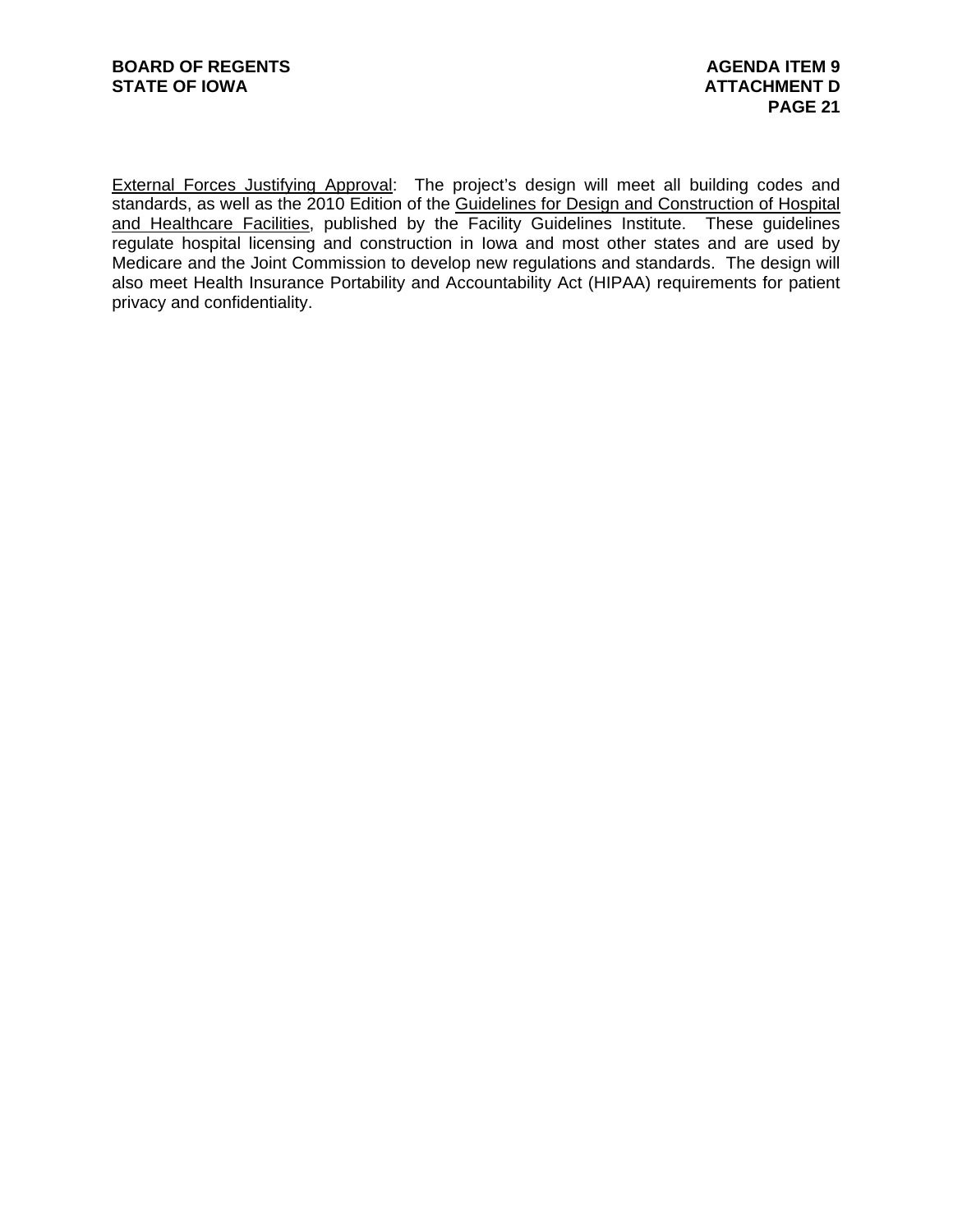<u>External Forces Justifying Approval</u>: The project's design will meet all building codes and standards, as well as the 2010 Edition of the <u>Guidelines for Design and Construction of Hospital and Healthcare Facilities</u>, published by the Facility Guidelines Institute. These guidelines regulate hospital licensing and construction in Iowa and most other states and are used by Medicare and the Joint Commission to develop new regulations and standards. The design will also meet Health Insurance Portability and Accountability Act (HIPAA) requirements for patient privacy and confidentiality.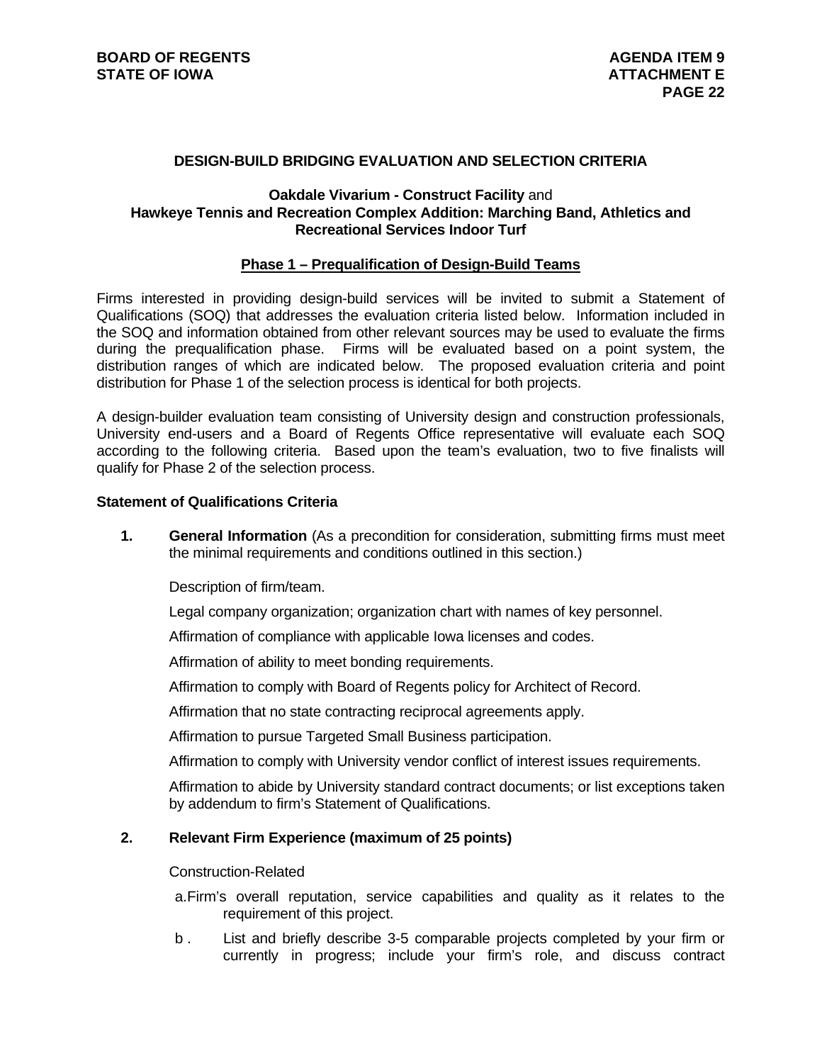## DESIGN-BUILD BRIDGING EVALUATION AND SELECTION CRITERIA

### Oakdale Vivarium - Construct Facility and Hawkeye Tennis and Recreation Complex Addition: Marching Band, Athletics and Recreational Services Indoor Turf

#### Phase 1 – Prequalification of Design-Build Teams

Firms interested in providing design-build services will be invited to submit a Statement of Qualifications (SOQ) that addresses the evaluation criteria listed below. Information included in the SOQ and information obtained from other relevant sources may be used to evaluate the firms during the prequalification phase. Firms will be evaluated based on a point system, the distribution ranges of which are indicated below. The proposed evaluation criteria and point distribution for Phase 1 of the selection process is identical for both projects.

A design-builder evaluation team consisting of University design and construction professionals, University end-users and a Board of Regents Office representative will evaluate each SOQ according to the following criteria. Based upon the team's evaluation, two to five finalists will qualify for Phase 2 of the selection process.

**Statement of Qualifications Criteria**

1. **General Information** (As a precondition for consideration, submitting firms must meet the minimal requirements and conditions outlined in this section.)

   Description of firm/team.

   Legal company organization; organization chart with names of key personnel.

   Affirmation of compliance with applicable Iowa licenses and codes.

   Affirmation of ability to meet bonding requirements.

   Affirmation to comply with Board of Regents policy for Architect of Record.

   Affirmation that no state contracting reciprocal agreements apply.

   Affirmation to pursue Targeted Small Business participation.

   Affirmation to comply with University vendor conflict of interest issues requirements.

   Affirmation to abide by University standard contract documents; or list exceptions taken by addendum to firm's Statement of Qualifications.

2. **Relevant Firm Experience (maximum of 25 points)**

   Construction-Related

   a. Firm's overall reputation, service capabilities and quality as it relates to the requirement of this project.

   b. List and briefly describe 3-5 comparable projects completed by your firm or currently in progress; include your firm's role, and discuss contract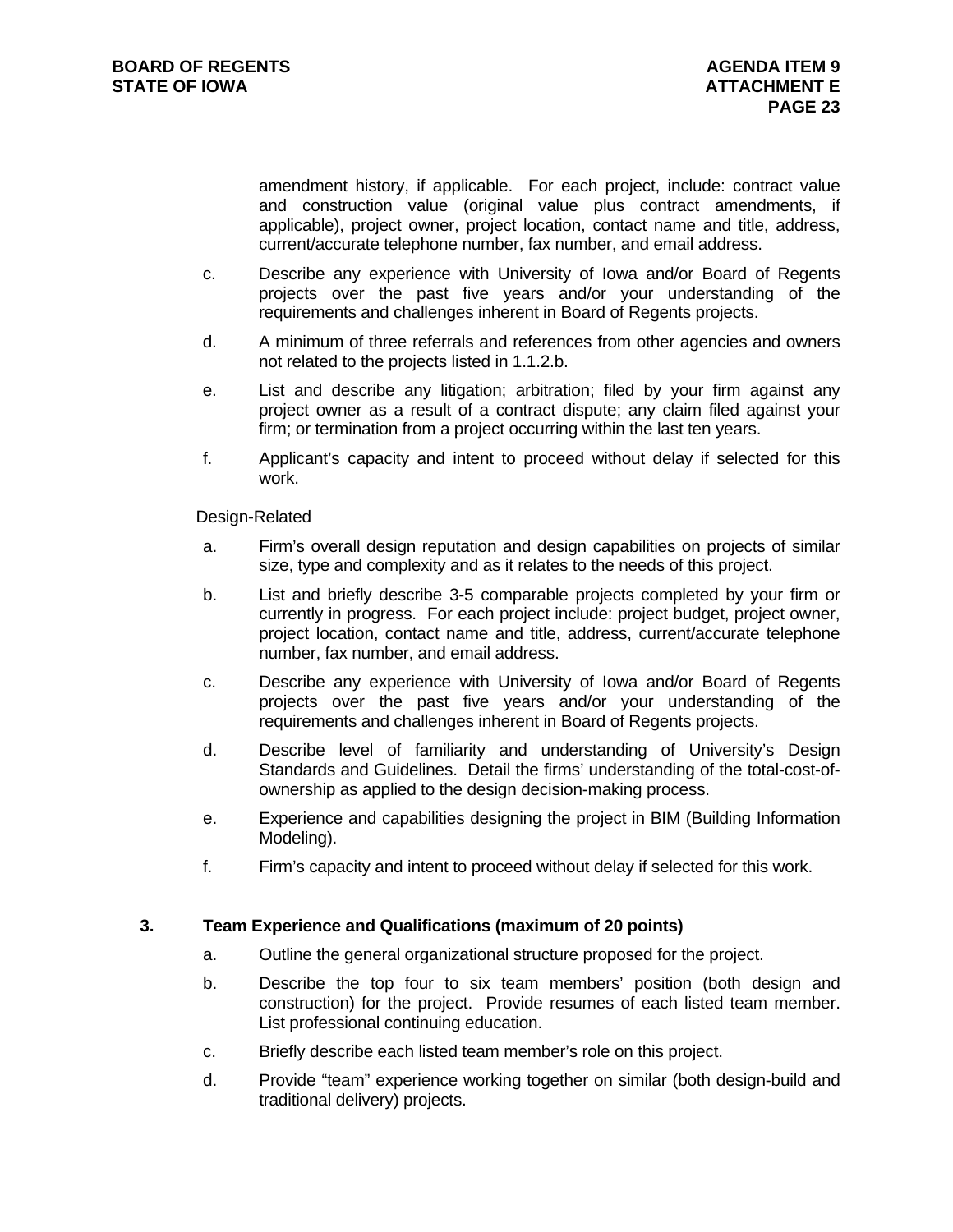amendment history, if applicable. For each project, include: contract value and construction value (original value plus contract amendments, if applicable), project owner, project location, contact name and title, address, current/accurate telephone number, fax number, and email address.

c. Describe any experience with University of Iowa and/or Board of Regents projects over the past five years and/or your understanding of the requirements and challenges inherent in Board of Regents projects.

d. A minimum of three referrals and references from other agencies and owners not related to the projects listed in 1.1.2.b.

e. List and describe any litigation; arbitration; filed by your firm against any project owner as a result of a contract dispute; any claim filed against your firm; or termination from a project occurring within the last ten years.

f. Applicant's capacity and intent to proceed without delay if selected for this work.

Design-Related

a. Firm's overall design reputation and design capabilities on projects of similar size, type and complexity and as it relates to the needs of this project.

b. List and briefly describe 3-5 comparable projects completed by your firm or currently in progress. For each project include: project budget, project owner, project location, contact name and title, address, current/accurate telephone number, fax number, and email address.

c. Describe any experience with University of Iowa and/or Board of Regents projects over the past five years and/or your understanding of the requirements and challenges inherent in Board of Regents projects.

d. Describe level of familiarity and understanding of University's Design Standards and Guidelines. Detail the firms' understanding of the total-cost-of-ownership as applied to the design decision-making process.

e. Experience and capabilities designing the project in BIM (Building Information Modeling).

f. Firm's capacity and intent to proceed without delay if selected for this work.

**3. Team Experience and Qualifications (maximum of 20 points)**

a. Outline the general organizational structure proposed for the project.

b. Describe the top four to six team members' position (both design and construction) for the project. Provide resumes of each listed team member. List professional continuing education.

c. Briefly describe each listed team member's role on this project.

d. Provide "team" experience working together on similar (both design-build and traditional delivery) projects.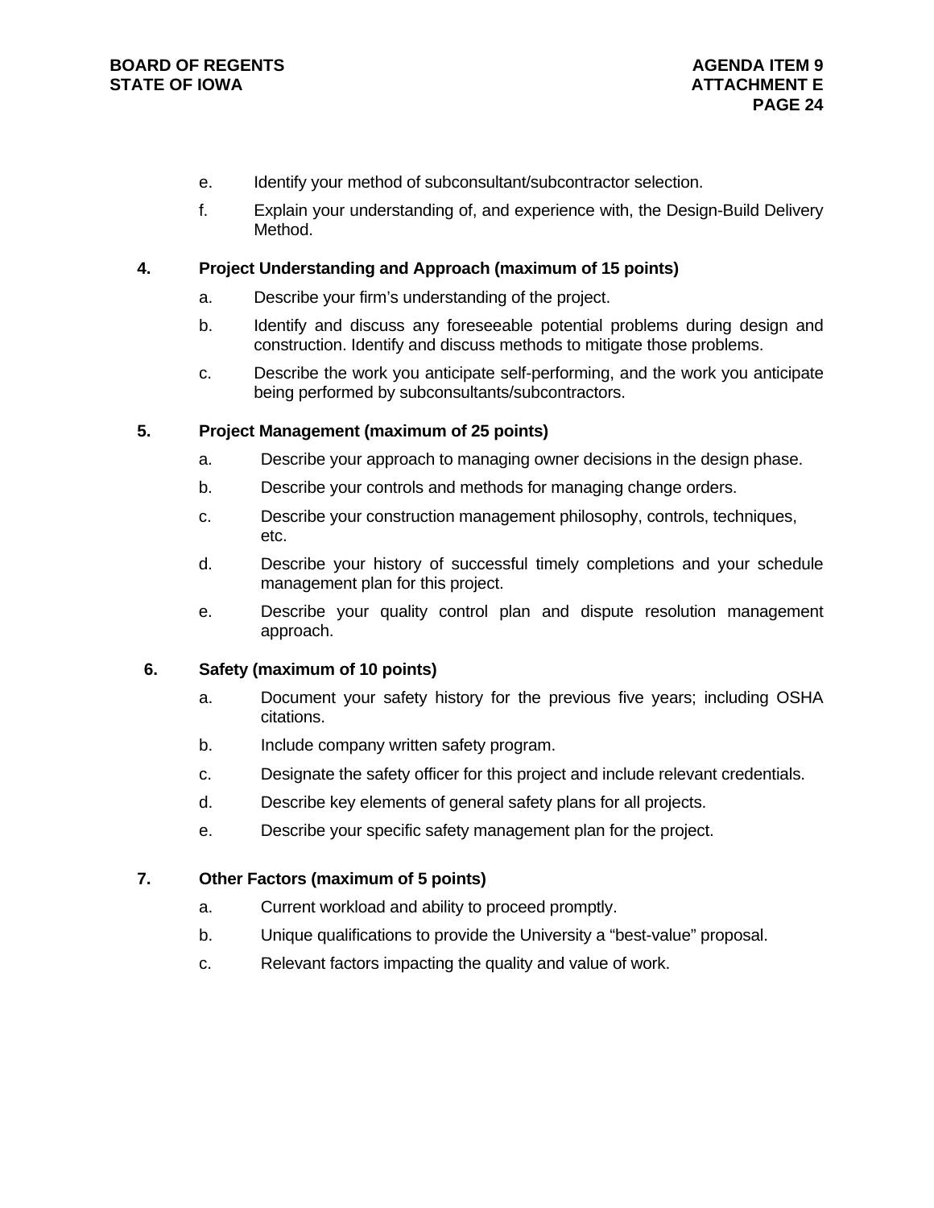e. Identify your method of subconsultant/subcontractor selection.

f. Explain your understanding of, and experience with, the Design-Build Delivery Method.

**4. Project Understanding and Approach (maximum of 15 points)**

a. Describe your firm's understanding of the project.

b. Identify and discuss any foreseeable potential problems during design and construction. Identify and discuss methods to mitigate those problems.

c. Describe the work you anticipate self-performing, and the work you anticipate being performed by subconsultants/subcontractors.

**5. Project Management (maximum of 25 points)**

a. Describe your approach to managing owner decisions in the design phase.

b. Describe your controls and methods for managing change orders.

c. Describe your construction management philosophy, controls, techniques, etc.

d. Describe your history of successful timely completions and your schedule management plan for this project.

e. Describe your quality control plan and dispute resolution management approach.

**6. Safety (maximum of 10 points)**

a. Document your safety history for the previous five years; including OSHA citations.

b. Include company written safety program.

c. Designate the safety officer for this project and include relevant credentials.

d. Describe key elements of general safety plans for all projects.

e. Describe your specific safety management plan for the project.

**7. Other Factors (maximum of 5 points)**

a. Current workload and ability to proceed promptly.

b. Unique qualifications to provide the University a "best-value" proposal.

c. Relevant factors impacting the quality and value of work.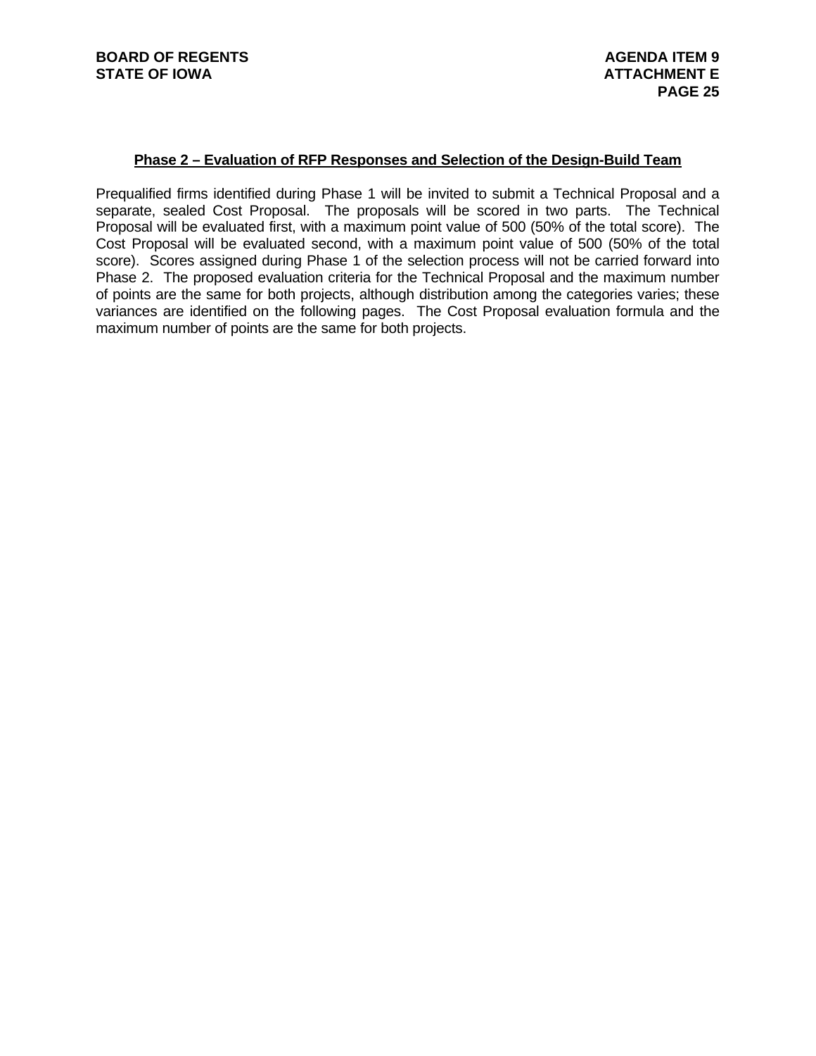## Phase 2 – Evaluation of RFP Responses and Selection of the Design-Build Team

Prequalified firms identified during Phase 1 will be invited to submit a Technical Proposal and a separate, sealed Cost Proposal. The proposals will be scored in two parts. The Technical Proposal will be evaluated first, with a maximum point value of 500 (50% of the total score). The Cost Proposal will be evaluated second, with a maximum point value of 500 (50% of the total score). Scores assigned during Phase 1 of the selection process will not be carried forward into Phase 2. The proposed evaluation criteria for the Technical Proposal and the maximum number of points are the same for both projects, although distribution among the categories varies; these variances are identified on the following pages. The Cost Proposal evaluation formula and the maximum number of points are the same for both projects.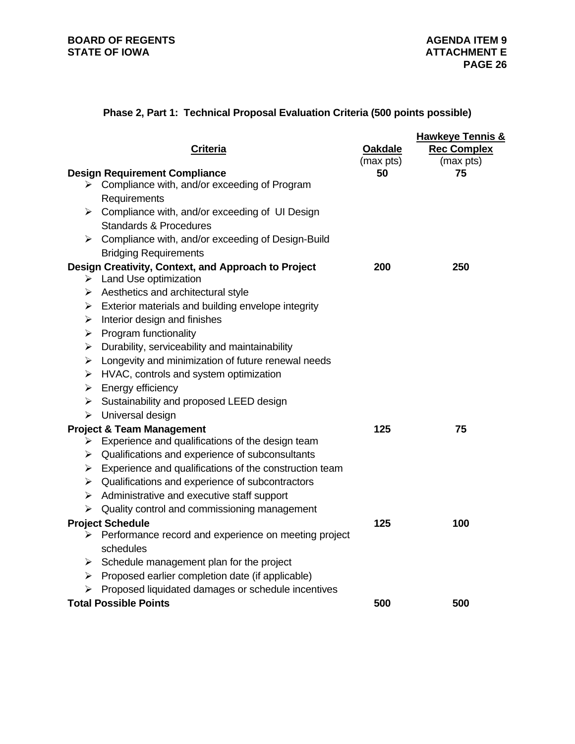## Phase 2, Part 1: Technical Proposal Evaluation Criteria (500 points possible)

| Criteria | Oakdale (max pts) | Hawkeye Tennis & Rec Complex (max pts) |
|---|---|---|
| **Design Requirement Compliance** | **50** | **75** |
| ➢ Compliance with, and/or exceeding of Program Requirements | | |
| ➢ Compliance with, and/or exceeding of UI Design Standards & Procedures | | |
| ➢ Compliance with, and/or exceeding of Design-Build Bridging Requirements | | |
| **Design Creativity, Context, and Approach to Project** | **200** | **250** |
| ➢ Land Use optimization | | |
| ➢ Aesthetics and architectural style | | |
| ➢ Exterior materials and building envelope integrity | | |
| ➢ Interior design and finishes | | |
| ➢ Program functionality | | |
| ➢ Durability, serviceability and maintainability | | |
| ➢ Longevity and minimization of future renewal needs | | |
| ➢ HVAC, controls and system optimization | | |
| ➢ Energy efficiency | | |
| ➢ Sustainability and proposed LEED design | | |
| ➢ Universal design | | |
| **Project & Team Management** | **125** | **75** |
| ➢ Experience and qualifications of the design team | | |
| ➢ Qualifications and experience of subconsultants | | |
| ➢ Experience and qualifications of the construction team | | |
| ➢ Qualifications and experience of subcontractors | | |
| ➢ Administrative and executive staff support | | |
| ➢ Quality control and commissioning management | | |
| **Project Schedule** | **125** | **100** |
| ➢ Performance record and experience on meeting project schedules | | |
| ➢ Schedule management plan for the project | | |
| ➢ Proposed earlier completion date (if applicable) | | |
| ➢ Proposed liquidated damages or schedule incentives | | |
| **Total Possible Points** | **500** | **500** |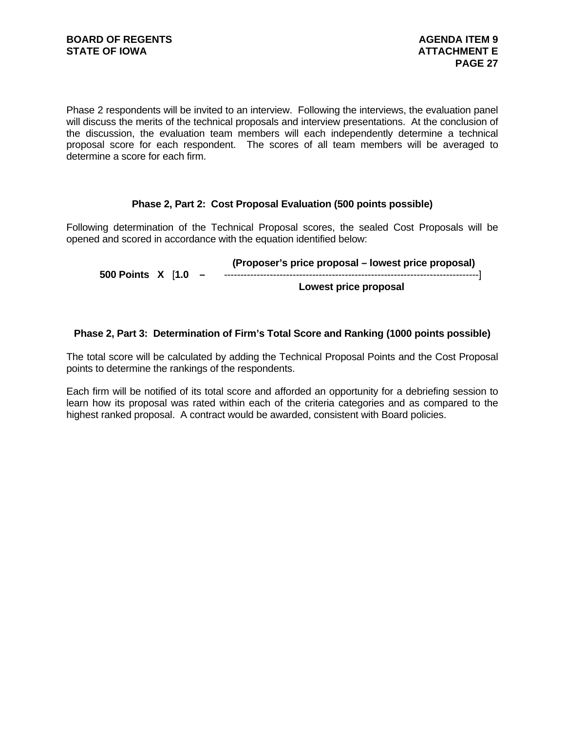Phase 2 respondents will be invited to an interview. Following the interviews, the evaluation panel will discuss the merits of the technical proposals and interview presentations. At the conclusion of the discussion, the evaluation team members will each independently determine a technical proposal score for each respondent. The scores of all team members will be averaged to determine a score for each firm.

### Phase 2, Part 2: Cost Proposal Evaluation (500 points possible)

Following determination of the Technical Proposal scores, the sealed Cost Proposals will be opened and scored in accordance with the equation identified below:

$$\textbf{500 Points} \times \left[\mathbf{1.0} - \frac{\textbf{(Proposer's price proposal} - \textbf{lowest price proposal)}}{\textbf{Lowest price proposal}}\right]$$

### Phase 2, Part 3: Determination of Firm's Total Score and Ranking (1000 points possible)

The total score will be calculated by adding the Technical Proposal Points and the Cost Proposal points to determine the rankings of the respondents.

Each firm will be notified of its total score and afforded an opportunity for a debriefing session to learn how its proposal was rated within each of the criteria categories and as compared to the highest ranked proposal. A contract would be awarded, consistent with Board policies.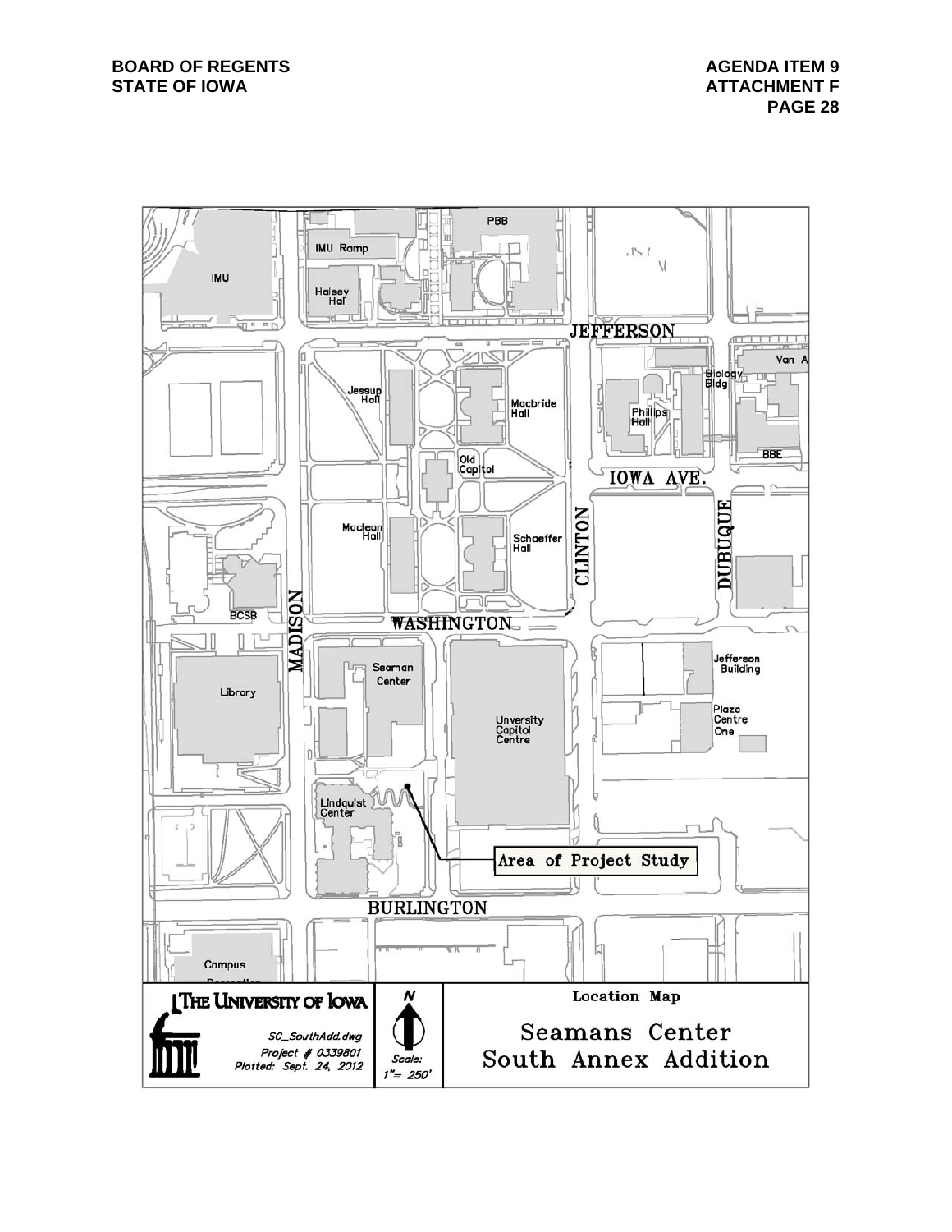Location Map

Seamans Center South Annex Addition

THE UNIVERSITY OF IOWA

SC_SouthAdd.dwg
Project # 0339801
Plotted: Sept. 24, 2012

N

Scale: 1"= 250'

Area of Project Study

IMU, IMU Ramp, Halsey Hall, PBB, JEFFERSON, Jessup Hall, Macbride Hall, Old Capitol, Biology Bldg, Van A, Phillips Hall, BBE, IOWA AVE., Maclean Hall, Schaeffer Hall, CLINTON, DUBUQUE, BCSB, MADISON, WASHINGTON, Seaman Center, Library, Unversity Capitol Centre, Jefferson Building, Plaza Centre One, Lindquist Center, BURLINGTON, Campus Recreation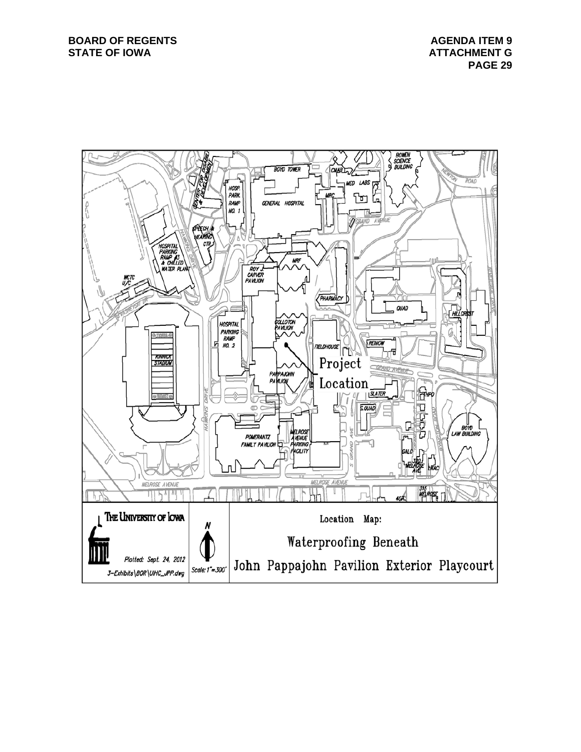**BOARD OF REGENTS**
**STATE OF IOWA**

**AGENDA ITEM 9**
**ATTACHMENT G**

THE UNIVERSITY OF IOWA

Plotted: Sept. 24, 2012

3-Exhibits\BOR\UIHC_JPP.dwg

N

Scale: 1"=300'

Location Map:

Waterproofing Beneath

John Pappajohn Pavilion Exterior Playcourt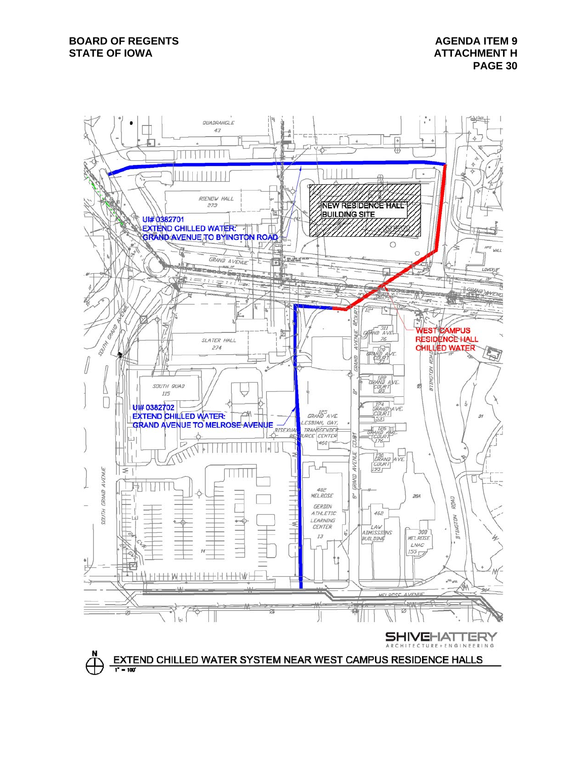NEW RESIDENCE HALL BUILDING SITE

UI# 0382701
EXTEND CHILLED WATER:
GRAND AVENUE TO BYINGTON ROAD

UI# 0382702
EXTEND CHILLED WATER:
GRAND AVENUE TO MELROSE AVENUE

WEST CAMPUS
RESIDENCE HALL
CHILLED WATER

SHIVEHATTERY
ARCHITECTURE + ENGINEERING

N

1" = 100'

EXTEND CHILLED WATER SYSTEM NEAR WEST CAMPUS RESIDENCE HALLS